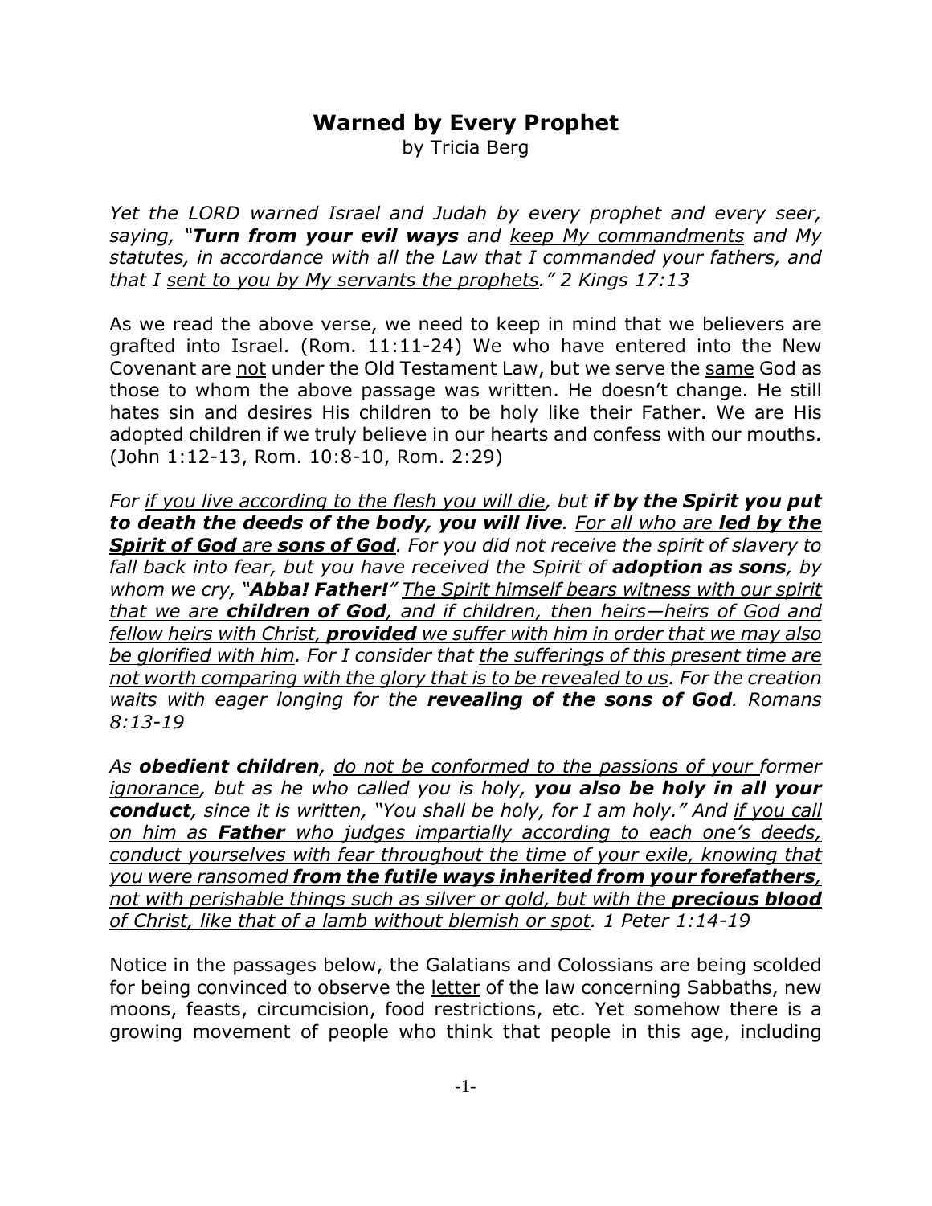# Warned by Every Prophet

by Tricia Berg

*Yet the LORD warned Israel and Judah by every prophet and every seer, saying, "**Turn from your evil ways** and <u>keep My commandments</u> and My statutes, in accordance with all the Law that I commanded your fathers, and that I <u>sent to you by My servants the prophets</u>." 2 Kings 17:13*

As we read the above verse, we need to keep in mind that we believers are grafted into Israel. (Rom. 11:11-24) We who have entered into the New Covenant are <u>not</u> under the Old Testament Law, but we serve the <u>same</u> God as those to whom the above passage was written. He doesn't change. He still hates sin and desires His children to be holy like their Father. We are His adopted children if we truly believe in our hearts and confess with our mouths. (John 1:12-13, Rom. 10:8-10, Rom. 2:29)

*For <u>if you live according to the flesh you will die</u>, but **if by the Spirit you put to death the deeds of the body, you will live**. <u>For all who are **led by the Spirit of God** are **sons of God**</u>. For you did not receive the spirit of slavery to fall back into fear, but you have received the Spirit of **adoption as sons**, by whom we cry, "**Abba! Father!**" <u>The Spirit himself bears witness with our spirit that we are **children of God**, and if children, then heirs—heirs of God and fellow heirs with Christ, **provided** we suffer with him in order that we may also be glorified with him</u>. For I consider that <u>the sufferings of this present time are not worth comparing with the glory that is to be revealed to us</u>. For the creation waits with eager longing for the **revealing of the sons of God**. Romans 8:13-19*

*As **obedient children**, <u>do not be conformed to the passions of your former ignorance</u>, but as he who called you is holy, **you also be holy in all your conduct**, since it is written, "You shall be holy, for I am holy." And <u>if you call on him as **Father** who judges impartially according to each one's deeds, conduct yourselves with fear throughout the time of your exile, knowing that you were ransomed **from the futile ways inherited from your forefathers**, not with perishable things such as silver or gold, but with the **precious blood** of Christ, like that of a lamb without blemish or spot</u>. 1 Peter 1:14-19*

Notice in the passages below, the Galatians and Colossians are being scolded for being convinced to observe the <u>letter</u> of the law concerning Sabbaths, new moons, feasts, circumcision, food restrictions, etc. Yet somehow there is a growing movement of people who think that people in this age, including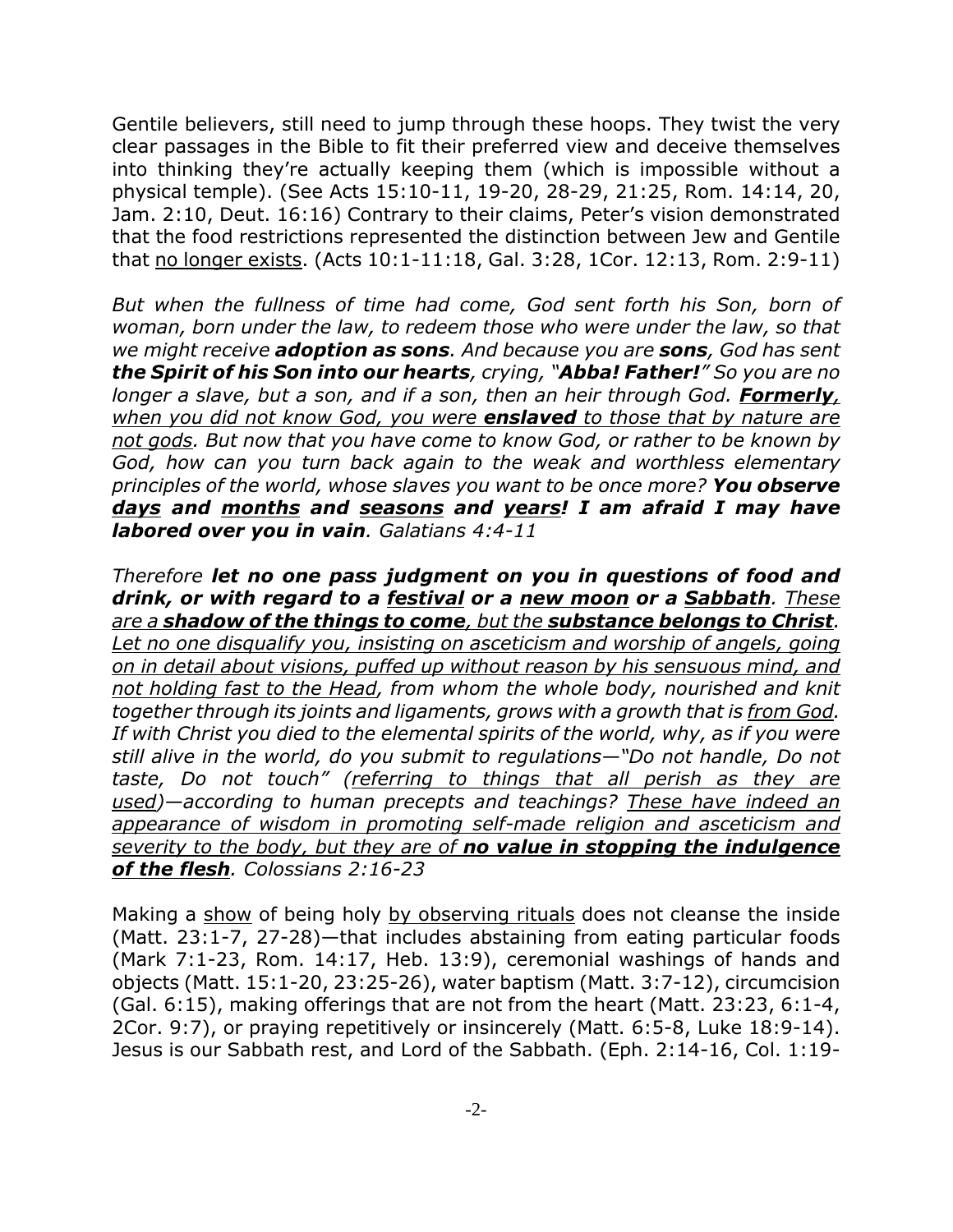Gentile believers, still need to jump through these hoops. They twist the very clear passages in the Bible to fit their preferred view and deceive themselves into thinking they're actually keeping them (which is impossible without a physical temple). (See Acts 15:10-11, 19-20, 28-29, 21:25, Rom. 14:14, 20, Jam. 2:10, Deut. 16:16) Contrary to their claims, Peter's vision demonstrated that the food restrictions represented the distinction between Jew and Gentile that <u>no longer exists</u>. (Acts 10:1-11:18, Gal. 3:28, 1Cor. 12:13, Rom. 2:9-11)

*But when the fullness of time had come, God sent forth his Son, born of woman, born under the law, to redeem those who were under the law, so that we might receive **adoption as sons**. And because you are **sons**, God has sent **the Spirit of his Son into our hearts**, crying, "**Abba! Father!**" So you are no longer a slave, but a son, and if a son, then an heir through God. <u>**Formerly**, when you did not know God, you were **enslaved** to those that by nature are not gods</u>. But now that you have come to know God, or rather to be known by God, how can you turn back again to the weak and worthless elementary principles of the world, whose slaves you want to be once more? **You observe <u>days</u> and <u>months</u> and <u>seasons</u> and <u>years</u>! I am afraid I may have labored over you in vain**. Galatians 4:4-11*

*Therefore **let no one pass judgment on you in questions of food and drink, or with regard to a <u>festival</u> or a <u>new moon</u> or a <u>Sabbath</u>**. <u>These are a **shadow of the things to come**, but the **substance belongs to Christ**. Let no one disqualify you, insisting on asceticism and worship of angels, going on in detail about visions, puffed up without reason by his sensuous mind, and not holding fast to the Head</u>, from whom the whole body, nourished and knit together through its joints and ligaments, grows with a growth that is <u>from God</u>. If with Christ you died to the elemental spirits of the world, why, as if you were still alive in the world, do you submit to regulations—"Do not handle, Do not taste, Do not touch" (<u>referring to things that all perish as they are used</u>)—according to human precepts and teachings? <u>These have indeed an appearance of wisdom in promoting self-made religion and asceticism and severity to the body, but they are of **no value in stopping the indulgence of the flesh**</u>. Colossians 2:16-23*

Making a <u>show</u> of being holy <u>by observing rituals</u> does not cleanse the inside (Matt. 23:1-7, 27-28)—that includes abstaining from eating particular foods (Mark 7:1-23, Rom. 14:17, Heb. 13:9), ceremonial washings of hands and objects (Matt. 15:1-20, 23:25-26), water baptism (Matt. 3:7-12), circumcision (Gal. 6:15), making offerings that are not from the heart (Matt. 23:23, 6:1-4, 2Cor. 9:7), or praying repetitively or insincerely (Matt. 6:5-8, Luke 18:9-14). Jesus is our Sabbath rest, and Lord of the Sabbath. (Eph. 2:14-16, Col. 1:19-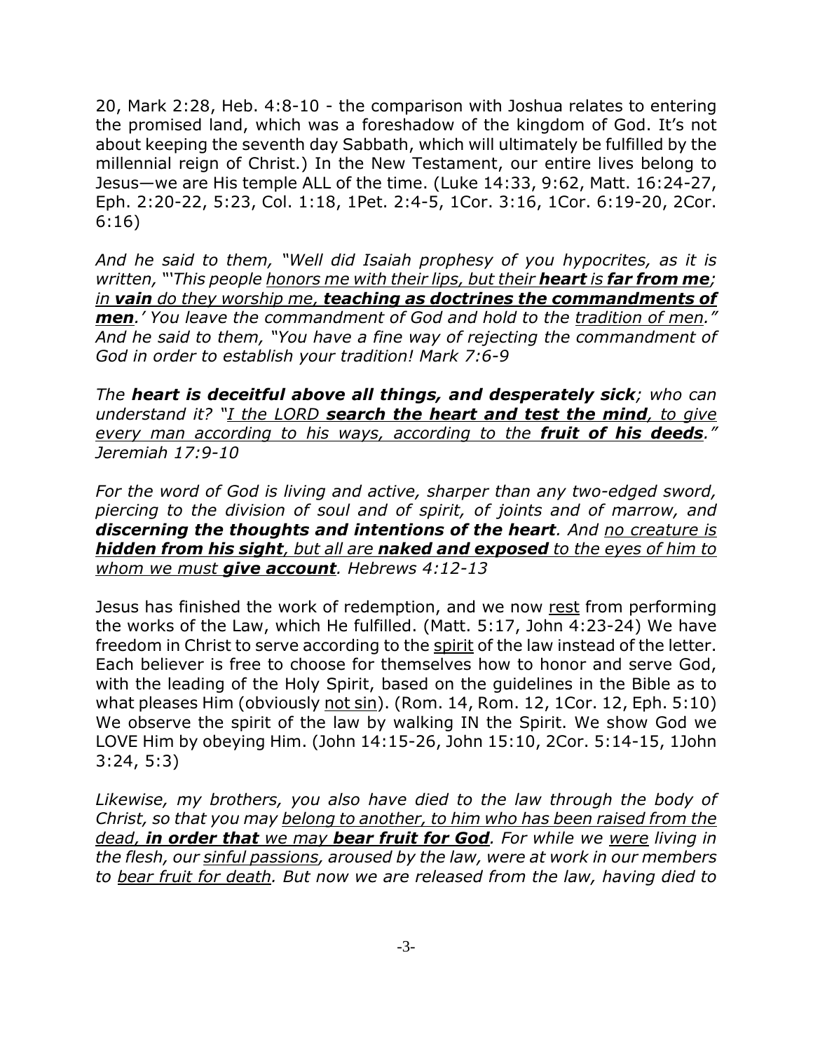20, Mark 2:28, Heb. 4:8-10 - the comparison with Joshua relates to entering the promised land, which was a foreshadow of the kingdom of God. It's not about keeping the seventh day Sabbath, which will ultimately be fulfilled by the millennial reign of Christ.) In the New Testament, our entire lives belong to Jesus—we are His temple ALL of the time. (Luke 14:33, 9:62, Matt. 16:24-27, Eph. 2:20-22, 5:23, Col. 1:18, 1Pet. 2:4-5, 1Cor. 3:16, 1Cor. 6:19-20, 2Cor. 6:16)

*And he said to them, "Well did Isaiah prophesy of you hypocrites, as it is written, "'This people honors me with their lips, but their **heart** is **far from me**; in **vain** do they worship me, **teaching as doctrines the commandments of men**.' You leave the commandment of God and hold to the tradition of men." And he said to them, "You have a fine way of rejecting the commandment of God in order to establish your tradition! Mark 7:6-9*

*The **heart is deceitful above all things, and desperately sick**; who can understand it? "I the LORD **search the heart and test the mind**, to give every man according to his ways, according to the **fruit of his deeds**." Jeremiah 17:9-10*

*For the word of God is living and active, sharper than any two-edged sword, piercing to the division of soul and of spirit, of joints and of marrow, and **discerning the thoughts and intentions of the heart**. And no creature is **hidden from his sight**, but all are **naked and exposed** to the eyes of him to whom we must **give account**. Hebrews 4:12-13*

Jesus has finished the work of redemption, and we now rest from performing the works of the Law, which He fulfilled. (Matt. 5:17, John 4:23-24) We have freedom in Christ to serve according to the spirit of the law instead of the letter. Each believer is free to choose for themselves how to honor and serve God, with the leading of the Holy Spirit, based on the guidelines in the Bible as to what pleases Him (obviously not sin). (Rom. 14, Rom. 12, 1Cor. 12, Eph. 5:10) We observe the spirit of the law by walking IN the Spirit. We show God we LOVE Him by obeying Him. (John 14:15-26, John 15:10, 2Cor. 5:14-15, 1John 3:24, 5:3)

*Likewise, my brothers, you also have died to the law through the body of Christ, so that you may belong to another, to him who has been raised from the dead, **in order that** we may **bear fruit for God**. For while we were living in the flesh, our sinful passions, aroused by the law, were at work in our members to bear fruit for death. But now we are released from the law, having died to*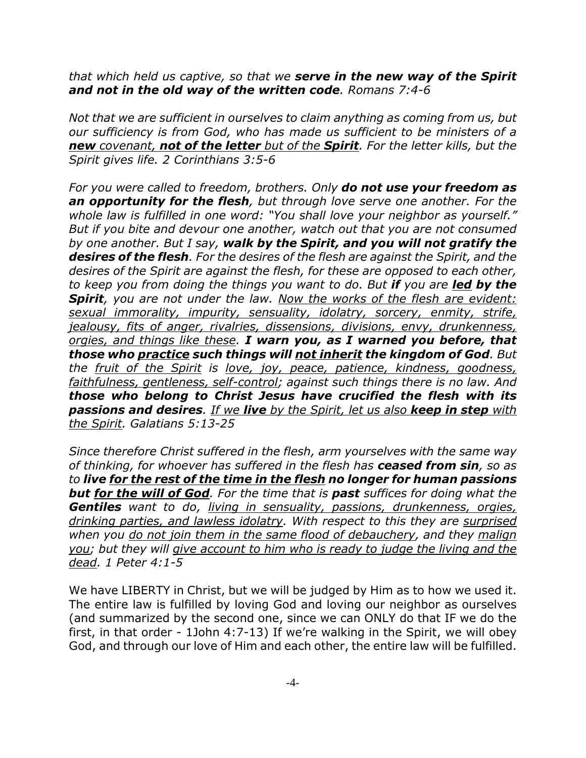*that which held us captive, so that we **serve in the new way of the Spirit and not in the old way of the written code**. Romans 7:4-6*

*Not that we are sufficient in ourselves to claim anything as coming from us, but our sufficiency is from God, who has made us sufficient to be ministers of a <u>**new**</u> <u>covenant,</u> <u>**not of the letter**</u> <u>but of the</u> <u>**Spirit**</u>. For the letter kills, but the Spirit gives life. 2 Corinthians 3:5-6*

*For you were called to freedom, brothers. Only **do not use your freedom as an opportunity for the flesh**, but through love serve one another. For the whole law is fulfilled in one word: "You shall love your neighbor as yourself." But if you bite and devour one another, watch out that you are not consumed by one another. But I say, **walk by the Spirit, and you will not gratify the desires of the flesh**. For the desires of the flesh are against the Spirit, and the desires of the Spirit are against the flesh, for these are opposed to each other, to keep you from doing the things you want to do. But **if** you are <u>**led**</u> **by the Spirit**, you are not under the law. <u>Now the works of the flesh are evident: sexual immorality, impurity, sensuality, idolatry, sorcery, enmity, strife, jealousy, fits of anger, rivalries, dissensions, divisions, envy, drunkenness, orgies, and things like these</u>. **I warn you, as I warned you before, that those who <u>practice</u> such things will <u>not inherit</u> the kingdom of God**. But the <u>fruit of the Spirit</u> is <u>love, joy, peace, patience, kindness, goodness, faithfulness, gentleness, self-control</u>; against such things there is no law. And **those who belong to Christ Jesus have crucified the flesh with its passions and desires**. <u>If we **live** by the Spirit, let us also **keep in step** with the Spirit</u>. Galatians 5:13-25*

*Since therefore Christ suffered in the flesh, arm yourselves with the same way of thinking, for whoever has suffered in the flesh has **ceased from sin**, so as to **live <u>for the rest of the time in the flesh</u> no longer for human passions but <u>for the will of God</u>**. For the time that is **past** suffices for doing what the **Gentiles** want to do, <u>living in sensuality, passions, drunkenness, orgies, drinking parties, and lawless idolatry</u>. With respect to this they are <u>surprised</u> when you <u>do not join them in the same flood of debauchery</u>, and they <u>malign you</u>; but they will <u>give account to him who is ready to judge the living and the dead</u>. 1 Peter 4:1-5*

We have LIBERTY in Christ, but we will be judged by Him as to how we used it. The entire law is fulfilled by loving God and loving our neighbor as ourselves (and summarized by the second one, since we can ONLY do that IF we do the first, in that order - 1John 4:7-13) If we're walking in the Spirit, we will obey God, and through our love of Him and each other, the entire law will be fulfilled.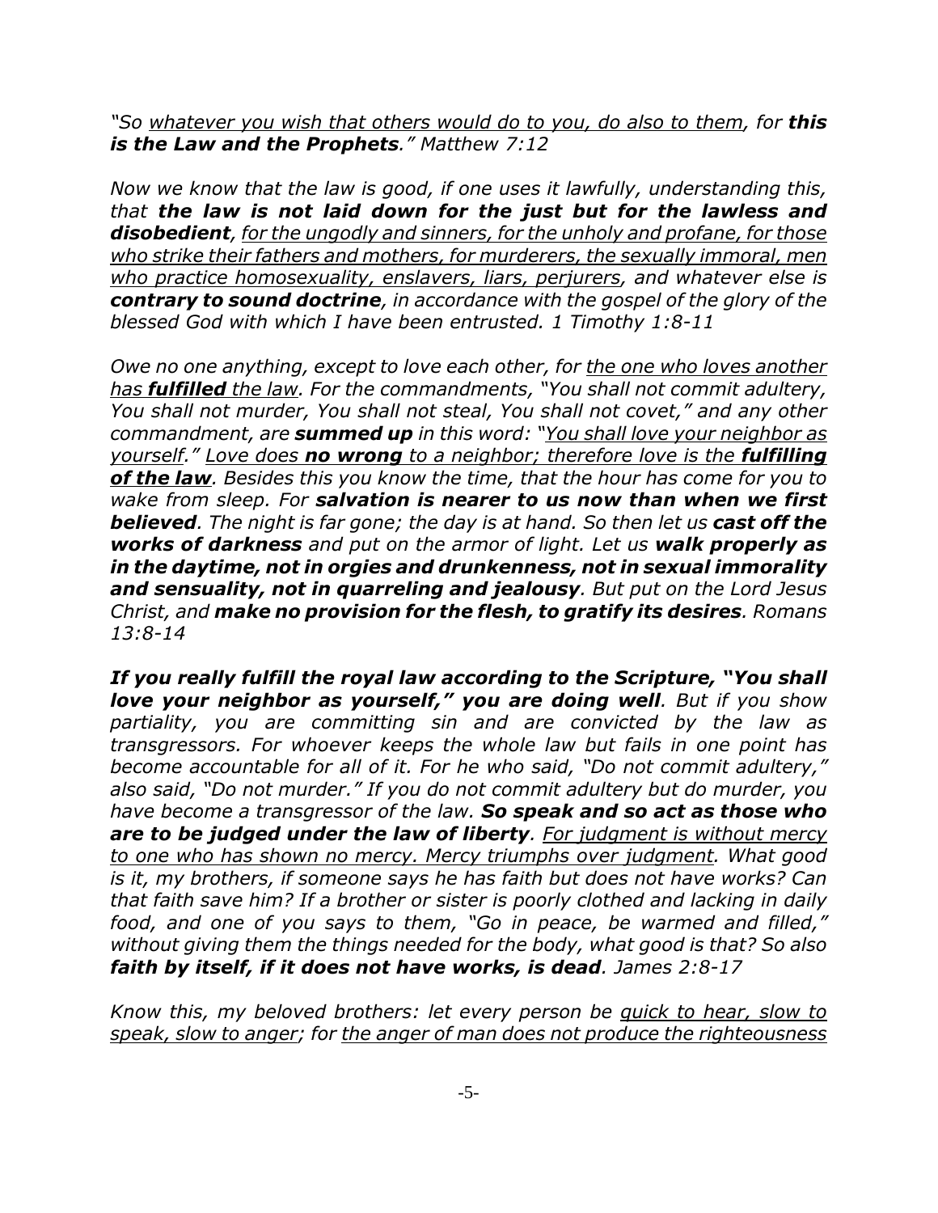*"So <u>whatever you wish that others would do to you, do also to them</u>, for **this is the Law and the Prophets**." Matthew 7:12*

*Now we know that the law is good, if one uses it lawfully, understanding this, that **the law is not laid down for the just but for the lawless and disobedient**, <u>for the ungodly and sinners, for the unholy and profane, for those who strike their fathers and mothers, for murderers, the sexually immoral, men who practice homosexuality, enslavers, liars, perjurers</u>, and whatever else is **contrary to sound doctrine**, in accordance with the gospel of the glory of the blessed God with which I have been entrusted. 1 Timothy 1:8-11*

*Owe no one anything, except to love each other, for <u>the one who loves another has **fulfilled** the law</u>. For the commandments, "You shall not commit adultery, You shall not murder, You shall not steal, You shall not covet," and any other commandment, are **summed up** in this word: "<u>You shall love your neighbor as yourself.</u>" <u>Love does **no wrong** to a neighbor; therefore love is the **fulfilling of the law**</u>. Besides this you know the time, that the hour has come for you to wake from sleep. For **salvation is nearer to us now than when we first believed**. The night is far gone; the day is at hand. So then let us **cast off the works of darkness** and put on the armor of light. Let us **walk properly as in the daytime, not in orgies and drunkenness, not in sexual immorality and sensuality, not in quarreling and jealousy**. But put on the Lord Jesus Christ, and **make no provision for the flesh, to gratify its desires**. Romans 13:8-14*

***If you really fulfill the royal law according to the Scripture, "You shall love your neighbor as yourself," you are doing well**. But if you show partiality, you are committing sin and are convicted by the law as transgressors. For whoever keeps the whole law but fails in one point has become accountable for all of it. For he who said, "Do not commit adultery," also said, "Do not murder." If you do not commit adultery but do murder, you have become a transgressor of the law. **So speak and so act as those who are to be judged under the law of liberty**. <u>For judgment is without mercy to one who has shown no mercy. Mercy triumphs over judgment</u>. What good is it, my brothers, if someone says he has faith but does not have works? Can that faith save him? If a brother or sister is poorly clothed and lacking in daily food, and one of you says to them, "Go in peace, be warmed and filled," without giving them the things needed for the body, what good is that? So also **faith by itself, if it does not have works, is dead**. James 2:8-17*

*Know this, my beloved brothers: let every person be <u>quick to hear, slow to speak, slow to anger</u>; for <u>the anger of man does not produce the righteousness</u>*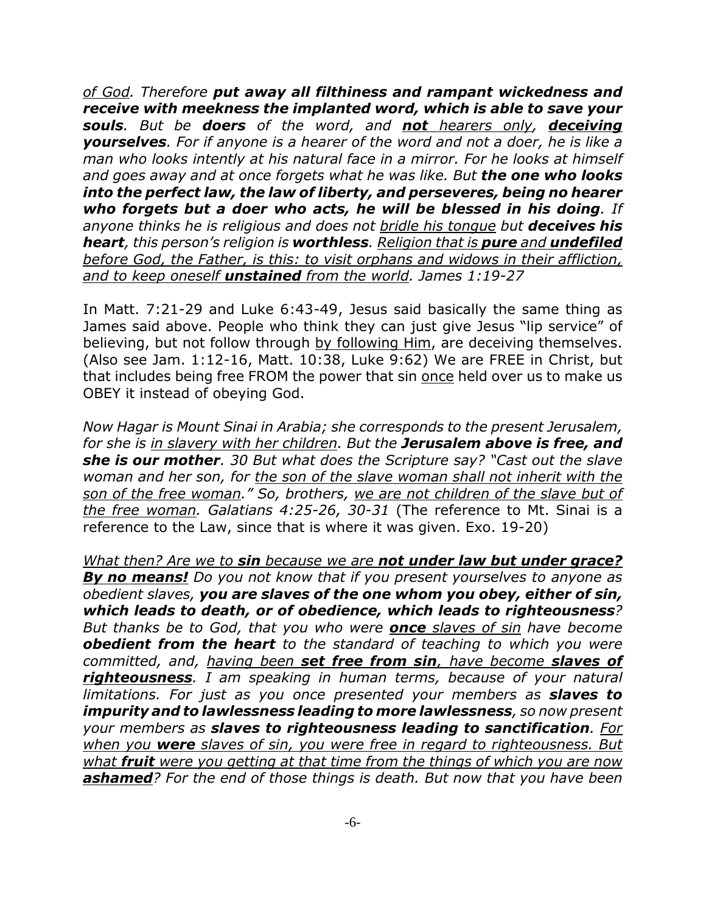*of God. Therefore **put away all filthiness and rampant wickedness and receive with meekness the implanted word, which is able to save your souls**. But be **doers** of the word, and <u>**not** hearers only</u>, <u>**deceiving**</u> **yourselves**. For if anyone is a hearer of the word and not a doer, he is like a man who looks intently at his natural face in a mirror. For he looks at himself and goes away and at once forgets what he was like. But **the one who looks into the perfect law, the law of liberty, and perseveres, being no hearer who forgets but a doer who acts, he will be blessed in his doing**. If anyone thinks he is religious and does not <u>bridle his tongue</u> but **deceives his heart**, this person's religion is **worthless**. <u>Religion that is **pure** and **undefiled** before God, the Father, is this: to visit orphans and widows in their affliction, and to keep oneself **unstained** from the world</u>. James 1:19-27*

In Matt. 7:21-29 and Luke 6:43-49, Jesus said basically the same thing as James said above. People who think they can just give Jesus "lip service" of believing, but not follow through <u>by following Him</u>, are deceiving themselves. (Also see Jam. 1:12-16, Matt. 10:38, Luke 9:62) We are FREE in Christ, but that includes being free FROM the power that sin <u>once</u> held over us to make us OBEY it instead of obeying God.

*Now Hagar is Mount Sinai in Arabia; she corresponds to the present Jerusalem, for she is <u>in slavery with her children</u>. But the **Jerusalem above is free, and she is our mother**. 30 But what does the Scripture say? "Cast out the slave woman and her son, for <u>the son of the slave woman shall not inherit with the son of the free woman</u>." So, brothers, <u>we are not children of the slave but of the free woman</u>. Galatians 4:25-26, 30-31* (The reference to Mt. Sinai is a reference to the Law, since that is where it was given. Exo. 19-20)

*<u>What then? Are we to **sin** because we are **not under law but under grace?**</u> <u>**By no means!**</u> Do you not know that if you present yourselves to anyone as obedient slaves, **you are slaves of the one whom you obey, either of sin, which leads to death, or of obedience, which leads to righteousness**? But thanks be to God, that you who were <u>**once** slaves of sin</u> have become **obedient from the heart** to the standard of teaching to which you were committed, and, <u>having been **set free from sin**, have become **slaves of righteousness**</u>. I am speaking in human terms, because of your natural limitations. For just as you once presented your members as **slaves to impurity and to lawlessness leading to more lawlessness**, so now present your members as **slaves to righteousness leading to sanctification**. <u>For when you **were** slaves of sin, you were free in regard to righteousness. But what **fruit** were you getting at that time from the things of which you are now **ashamed**</u>? For the end of those things is death. But now that you have been*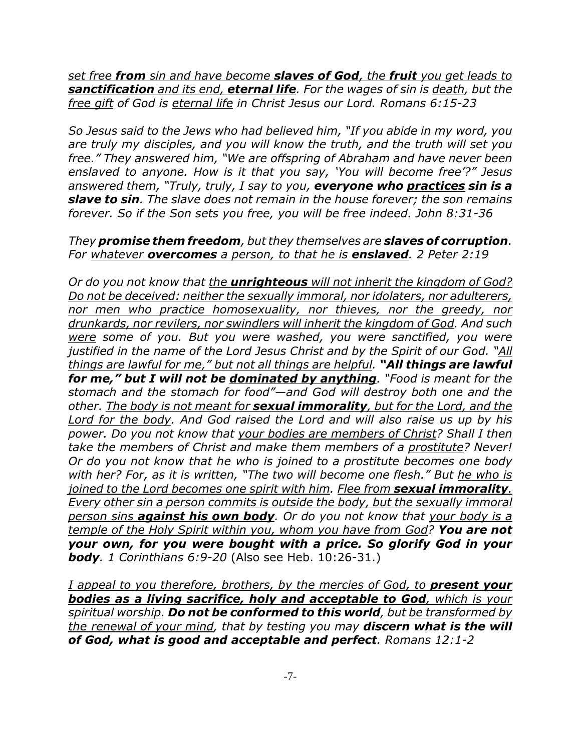*set free **from** sin and have become **slaves of God**, the **fruit** you get leads to **sanctification** and its end, **eternal life**. For the wages of sin is death, but the free gift of God is eternal life in Christ Jesus our Lord. Romans 6:15-23*

*So Jesus said to the Jews who had believed him, "If you abide in my word, you are truly my disciples, and you will know the truth, and the truth will set you free." They answered him, "We are offspring of Abraham and have never been enslaved to anyone. How is it that you say, 'You will become free'?" Jesus answered them, "Truly, truly, I say to you, **everyone who practices sin is a slave to sin**. The slave does not remain in the house forever; the son remains forever. So if the Son sets you free, you will be free indeed. John 8:31-36*

*They **promise them freedom**, but they themselves are **slaves of corruption**. For whatever **overcomes** a person, to that he is **enslaved**. 2 Peter 2:19*

*Or do you not know that the **unrighteous** will not inherit the kingdom of God? Do not be deceived: neither the sexually immoral, nor idolaters, nor adulterers, nor men who practice homosexuality, nor thieves, nor the greedy, nor drunkards, nor revilers, nor swindlers will inherit the kingdom of God. And such were some of you. But you were washed, you were sanctified, you were justified in the name of the Lord Jesus Christ and by the Spirit of our God. "All things are lawful for me," but not all things are helpful. **"All things are lawful for me," but I will not be dominated by anything**. "Food is meant for the stomach and the stomach for food"—and God will destroy both one and the other. The body is not meant for **sexual immorality**, but for the Lord, and the Lord for the body. And God raised the Lord and will also raise us up by his power. Do you not know that your bodies are members of Christ? Shall I then take the members of Christ and make them members of a prostitute? Never! Or do you not know that he who is joined to a prostitute becomes one body with her? For, as it is written, "The two will become one flesh." But he who is joined to the Lord becomes one spirit with him. Flee from **sexual immorality**. Every other sin a person commits is outside the body, but the sexually immoral person sins **against his own body**. Or do you not know that your body is a temple of the Holy Spirit within you, whom you have from God? **You are not your own, for you were bought with a price. So glorify God in your body**. 1 Corinthians 6:9-20* (Also see Heb. 10:26-31.)

*I appeal to you therefore, brothers, by the mercies of God, to **present your bodies as a living sacrifice, holy and acceptable to God**, which is your spiritual worship. **Do not be conformed to this world**, but be transformed by the renewal of your mind, that by testing you may **discern what is the will of God, what is good and acceptable and perfect**. Romans 12:1-2*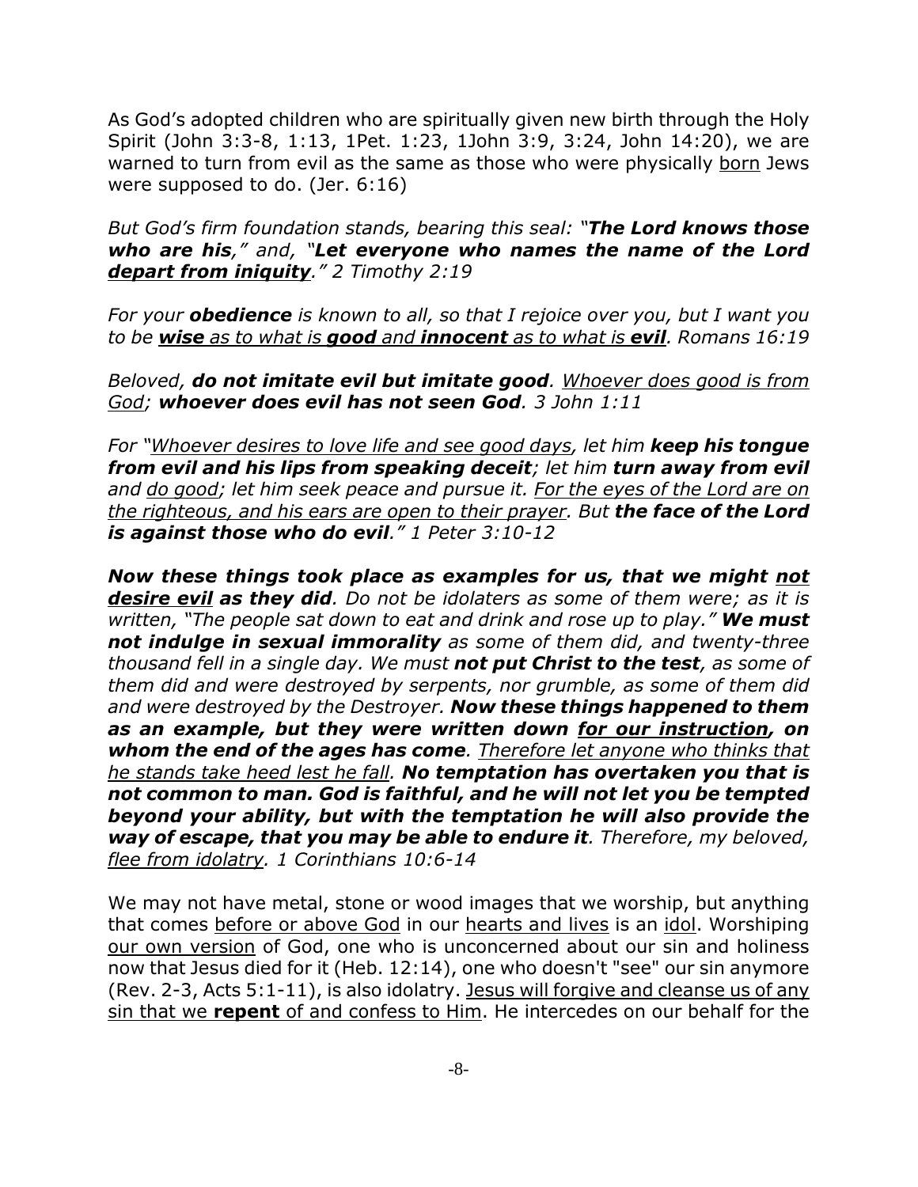As God's adopted children who are spiritually given new birth through the Holy Spirit (John 3:3-8, 1:13, 1Pet. 1:23, 1John 3:9, 3:24, John 14:20), we are warned to turn from evil as the same as those who were physically <u>born</u> Jews were supposed to do. (Jer. 6:16)

*But God's firm foundation stands, bearing this seal: "**The Lord knows those who are his**," and, "**Let everyone who names the name of the Lord <u>depart from iniquity</u>**." 2 Timothy 2:19*

*For your **obedience** is known to all, so that I rejoice over you, but I want you to be **<u>wise</u>** as to what is **<u>good</u>** and **<u>innocent</u>** as to what is **<u>evil</u>**. Romans 16:19*

*Beloved, **do not imitate evil but imitate good**. <u>Whoever does good is from God</u>; **whoever does evil has not seen God**. 3 John 1:11*

*For "<u>Whoever desires to love life and see good days</u>, let him **keep his tongue from evil and his lips from speaking deceit**; let him **turn away from evil** and <u>do good</u>; let him seek peace and pursue it. <u>For the eyes of the Lord are on the righteous, and his ears are open to their prayer</u>. But **the face of the Lord is against those who do evil**." 1 Peter 3:10-12*

***Now these things took place as examples for us, that we might <u>not desire evil</u> as they did**. Do not be idolaters as some of them were; as it is written, "The people sat down to eat and drink and rose up to play." **We must not indulge in sexual immorality** as some of them did, and twenty-three thousand fell in a single day. We must **not put Christ to the test**, as some of them did and were destroyed by serpents, nor grumble, as some of them did and were destroyed by the Destroyer. **Now these things happened to them as an example, but they were written down <u>for our instruction</u>, on whom the end of the ages has come**. <u>Therefore let anyone who thinks that he stands take heed lest he fall</u>. **No temptation has overtaken you that is not common to man. God is faithful, and he will not let you be tempted beyond your ability, but with the temptation he will also provide the way of escape, that you may be able to endure it**. Therefore, my beloved, <u>flee from idolatry</u>. 1 Corinthians 10:6-14*

We may not have metal, stone or wood images that we worship, but anything that comes <u>before or above God</u> in our <u>hearts and lives</u> is an <u>idol</u>. Worshiping <u>our own version</u> of God, one who is unconcerned about our sin and holiness now that Jesus died for it (Heb. 12:14), one who doesn't "see" our sin anymore (Rev. 2-3, Acts 5:1-11), is also idolatry. <u>Jesus will forgive and cleanse us of any sin that we **repent** of and confess to Him</u>. He intercedes on our behalf for the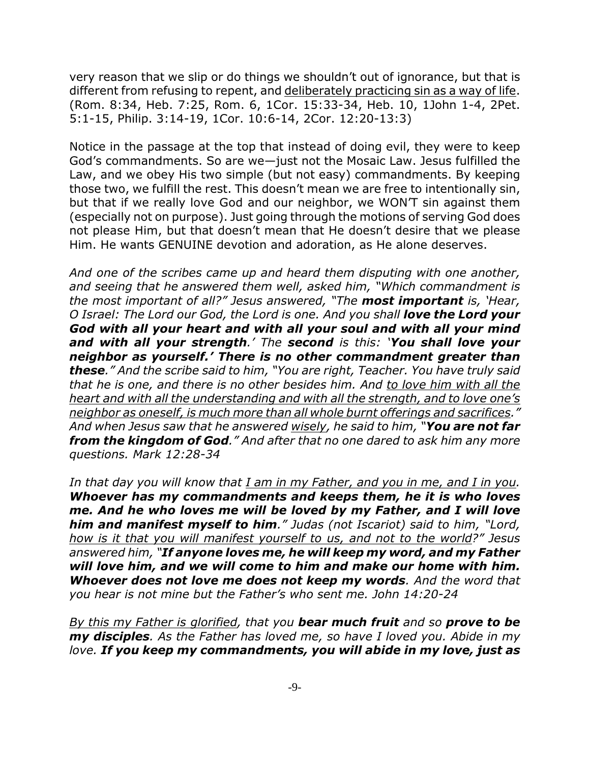very reason that we slip or do things we shouldn't out of ignorance, but that is different from refusing to repent, and <u>deliberately practicing sin as a way of life</u>. (Rom. 8:34, Heb. 7:25, Rom. 6, 1Cor. 15:33-34, Heb. 10, 1John 1-4, 2Pet. 5:1-15, Philip. 3:14-19, 1Cor. 10:6-14, 2Cor. 12:20-13:3)

Notice in the passage at the top that instead of doing evil, they were to keep God's commandments. So are we—just not the Mosaic Law. Jesus fulfilled the Law, and we obey His two simple (but not easy) commandments. By keeping those two, we fulfill the rest. This doesn't mean we are free to intentionally sin, but that if we really love God and our neighbor, we WON'T sin against them (especially not on purpose). Just going through the motions of serving God does not please Him, but that doesn't mean that He doesn't desire that we please Him. He wants GENUINE devotion and adoration, as He alone deserves.

*And one of the scribes came up and heard them disputing with one another, and seeing that he answered them well, asked him, "Which commandment is the most important of all?" Jesus answered, "The **most important** is, 'Hear, O Israel: The Lord our God, the Lord is one. And you shall **love the Lord your God with all your heart and with all your soul and with all your mind and with all your strength**.' The **second** is this: '**You shall love your neighbor as yourself.' There is no other commandment greater than these**." And the scribe said to him, "You are right, Teacher. You have truly said that he is one, and there is no other besides him. And <u>to love him with all the heart and with all the understanding and with all the strength, and to love one's neighbor as oneself, is much more than all whole burnt offerings and sacrifices</u>." And when Jesus saw that he answered <u>wisely</u>, he said to him, "**You are not far from the kingdom of God**." And after that no one dared to ask him any more questions. Mark 12:28-34*

*In that day you will know that <u>I am in my Father, and you in me, and I in you</u>. **Whoever has my commandments and keeps them, he it is who loves me. And he who loves me will be loved by my Father, and I will love him and manifest myself to him**." Judas (not Iscariot) said to him, "Lord, <u>how is it that you will manifest yourself to us, and not to the world</u>?" Jesus answered him, "**If anyone loves me, he will keep my word, and my Father will love him, and we will come to him and make our home with him. Whoever does not love me does not keep my words**. And the word that you hear is not mine but the Father's who sent me. John 14:20-24*

*<u>By this my Father is glorified</u>, that you **bear much fruit** and so **prove to be my disciples**. As the Father has loved me, so have I loved you. Abide in my love. **If you keep my commandments, you will abide in my love, just as***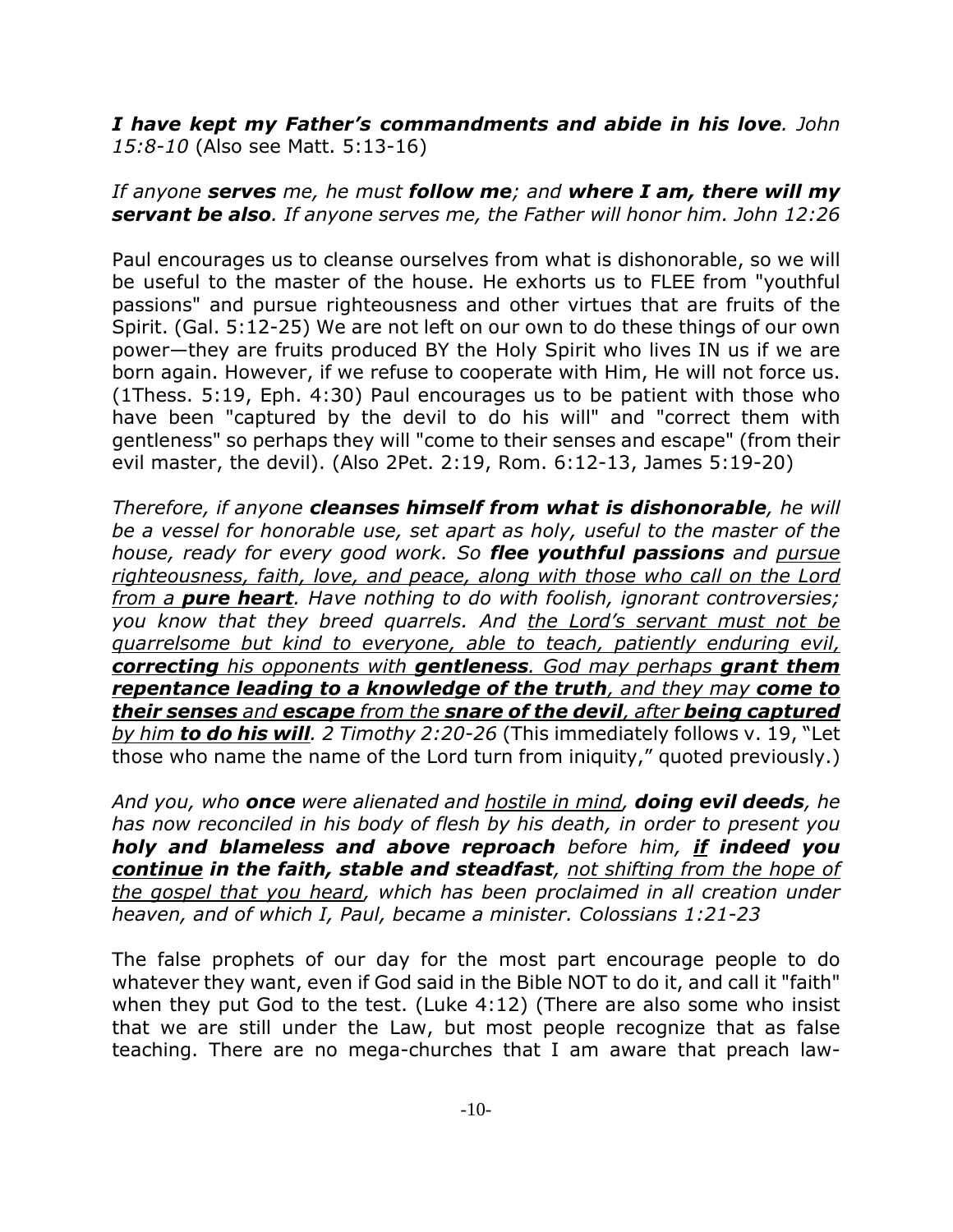*I have **kept my Father's commandments and abide in his love**. John 15:8-10* (Also see Matt. 5:13-16)

*If anyone **serves** me, he must **follow me**; and **where I am, there will my servant be also**. If anyone serves me, the Father will honor him. John 12:26*

Paul encourages us to cleanse ourselves from what is dishonorable, so we will be useful to the master of the house. He exhorts us to FLEE from "youthful passions" and pursue righteousness and other virtues that are fruits of the Spirit. (Gal. 5:12-25) We are not left on our own to do these things of our own power—they are fruits produced BY the Holy Spirit who lives IN us if we are born again. However, if we refuse to cooperate with Him, He will not force us. (1Thess. 5:19, Eph. 4:30) Paul encourages us to be patient with those who have been "captured by the devil to do his will" and "correct them with gentleness" so perhaps they will "come to their senses and escape" (from their evil master, the devil). (Also 2Pet. 2:19, Rom. 6:12-13, James 5:19-20)

*Therefore, if anyone **cleanses himself from what is dishonorable**, he will be a vessel for honorable use, set apart as holy, useful to the master of the house, ready for every good work. So **flee youthful passions** and <u>pursue righteousness, faith, love, and peace, along with those who call on the Lord from a **pure heart**</u>. Have nothing to do with foolish, ignorant controversies; you know that they breed quarrels. And <u>the Lord's servant must not be quarrelsome but kind to everyone, able to teach, patiently enduring evil, **correcting** his opponents with **gentleness**. God may perhaps **grant them repentance leading to a knowledge of the truth**, and they may **come to their senses** and **escape** from the **snare of the devil**, after **being captured** by him **to do his will**</u>. 2 Timothy 2:20-26* (This immediately follows v. 19, "Let those who name the name of the Lord turn from iniquity," quoted previously.)

*And you, who **once** were alienated and <u>hostile in mind</u>, **doing evil deeds**, he has now reconciled in his body of flesh by his death, in order to present you **holy and blameless and above reproach** before him, **<u>if</u> indeed you <u>continue</u> in the faith, stable and steadfast**, <u>not shifting from the hope of the gospel that you heard</u>, which has been proclaimed in all creation under heaven, and of which I, Paul, became a minister. Colossians 1:21-23*

The false prophets of our day for the most part encourage people to do whatever they want, even if God said in the Bible NOT to do it, and call it "faith" when they put God to the test. (Luke 4:12) (There are also some who insist that we are still under the Law, but most people recognize that as false teaching. There are no mega-churches that I am aware that preach law-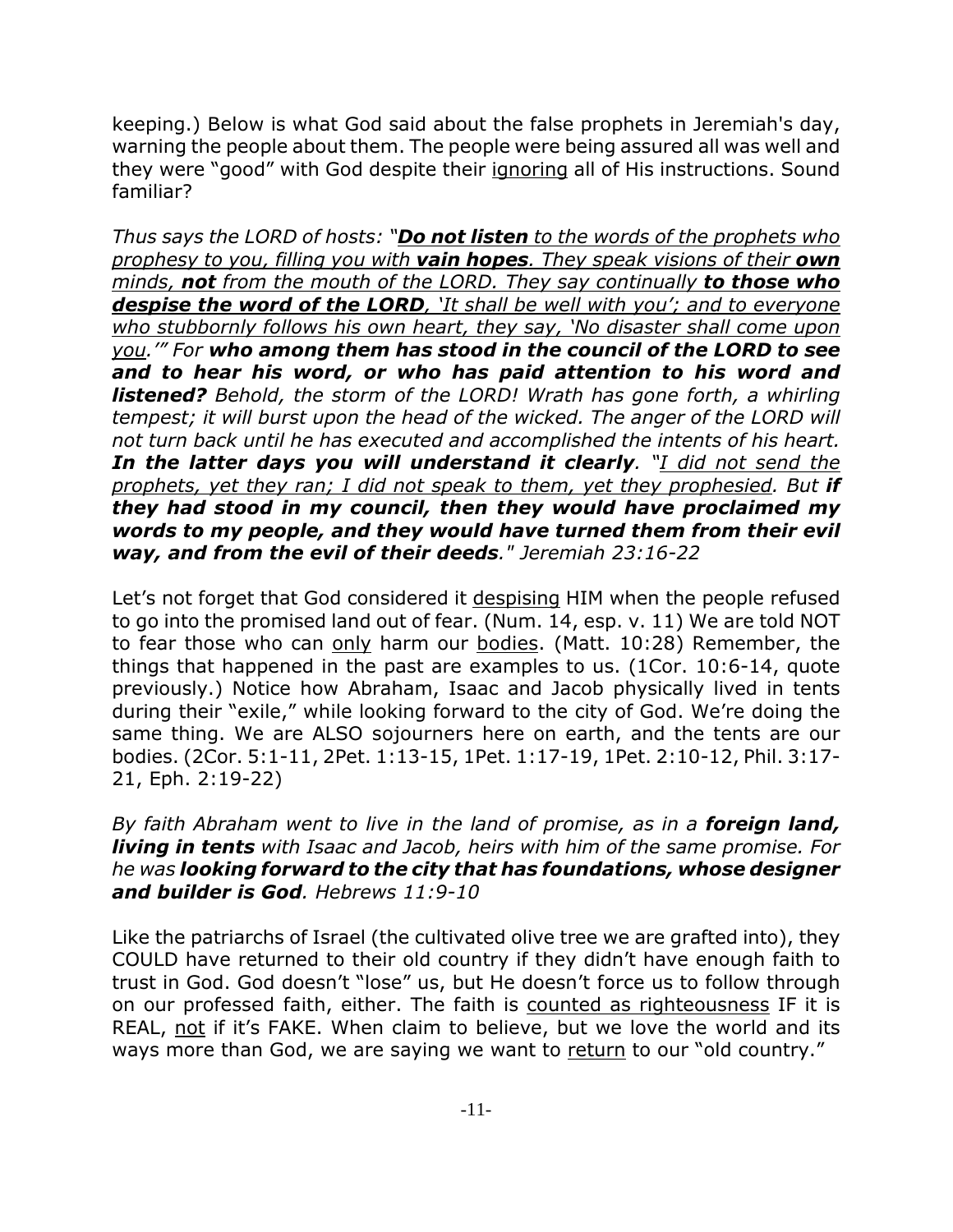keeping.) Below is what God said about the false prophets in Jeremiah's day, warning the people about them. The people were being assured all was well and they were "good" with God despite their <u>ignoring</u> all of His instructions. Sound familiar?

*Thus says the LORD of hosts: "<u>**Do not listen** to the words of the prophets who prophesy to you, filling you with **vain hopes**. They speak visions of their **own** minds, **not** from the mouth of the LORD. They say continually **to those who despise the word of the LORD**, 'It shall be well with you'; and to everyone who stubbornly follows his own heart, they say, 'No disaster shall come upon you.'</u>" For **who among them has stood in the council of the LORD to see and to hear his word, or who has paid attention to his word and listened?** Behold, the storm of the LORD! Wrath has gone forth, a whirling tempest; it will burst upon the head of the wicked. The anger of the LORD will not turn back until he has executed and accomplished the intents of his heart. **In the latter days you will understand it clearly**. "<u>I did not send the prophets, yet they ran; I did not speak to them, yet they prophesied</u>. But **if they had stood in my council, then they would have proclaimed my words to my people, and they would have turned them from their evil way, and from the evil of their deeds**." Jeremiah 23:16-22*

Let's not forget that God considered it <u>despising</u> HIM when the people refused to go into the promised land out of fear. (Num. 14, esp. v. 11) We are told NOT to fear those who can <u>only</u> harm our <u>bodies</u>. (Matt. 10:28) Remember, the things that happened in the past are examples to us. (1Cor. 10:6-14, quote previously.) Notice how Abraham, Isaac and Jacob physically lived in tents during their "exile," while looking forward to the city of God. We're doing the same thing. We are ALSO sojourners here on earth, and the tents are our bodies. (2Cor. 5:1-11, 2Pet. 1:13-15, 1Pet. 1:17-19, 1Pet. 2:10-12, Phil. 3:17-21, Eph. 2:19-22)

*By faith Abraham went to live in the land of promise, as in a **foreign land, living in tents** with Isaac and Jacob, heirs with him of the same promise. For he was **looking forward to the city that has foundations, whose designer and builder is God**. Hebrews 11:9-10*

Like the patriarchs of Israel (the cultivated olive tree we are grafted into), they COULD have returned to their old country if they didn't have enough faith to trust in God. God doesn't "lose" us, but He doesn't force us to follow through on our professed faith, either. The faith is <u>counted as righteousness</u> IF it is REAL, <u>not</u> if it's FAKE. When claim to believe, but we love the world and its ways more than God, we are saying we want to <u>return</u> to our "old country."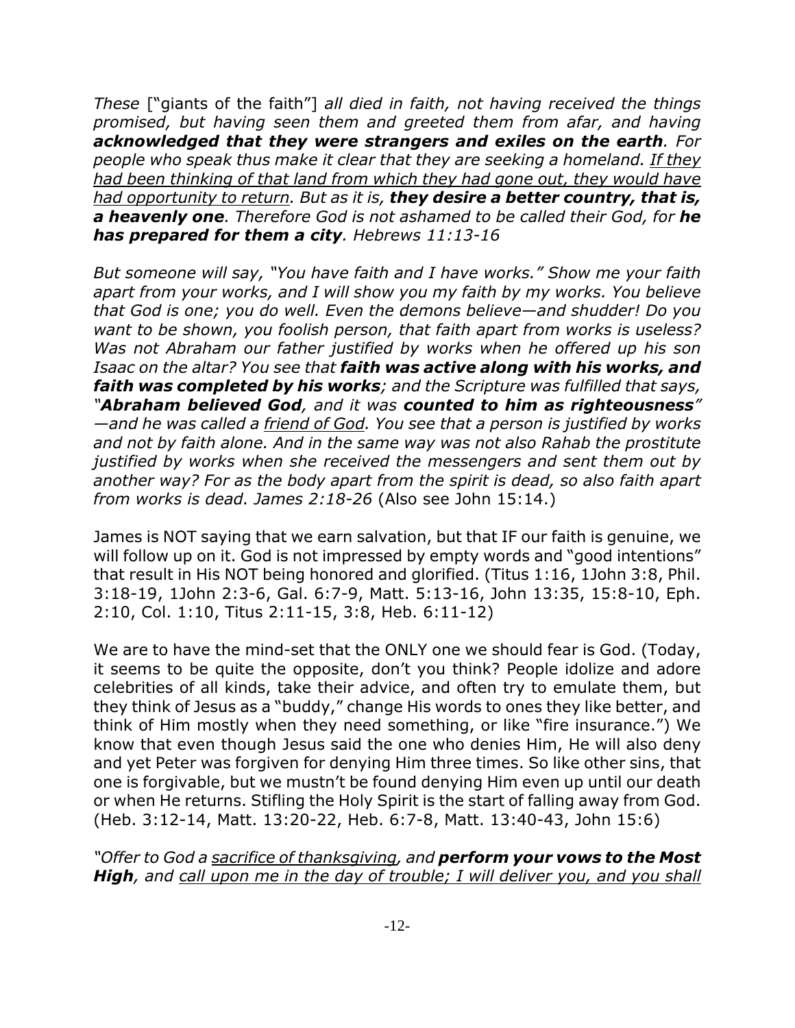*These* ["giants of the faith"] *all died in faith, not having received the things promised, but having seen them and greeted them from afar, and having **acknowledged that they were strangers and exiles on the earth**. For people who speak thus make it clear that they are seeking a homeland. <u>If they had been thinking of that land from which they had gone out, they would have had opportunity to return</u>. But as it is, **they desire a better country, that is, a heavenly one**. Therefore God is not ashamed to be called their God, for **he has prepared for them a city**. Hebrews 11:13-16*

*But someone will say, "You have faith and I have works." Show me your faith apart from your works, and I will show you my faith by my works. You believe that God is one; you do well. Even the demons believe—and shudder! Do you want to be shown, you foolish person, that faith apart from works is useless? Was not Abraham our father justified by works when he offered up his son Isaac on the altar? You see that **faith was active along with his works, and faith was completed by his works**; and the Scripture was fulfilled that says, "**Abraham believed God**, and it was **counted to him as righteousness**" —and he was called a <u>friend of God</u>. You see that a person is justified by works and not by faith alone. And in the same way was not also Rahab the prostitute justified by works when she received the messengers and sent them out by another way? For as the body apart from the spirit is dead, so also faith apart from works is dead. James 2:18-26* (Also see John 15:14.)

James is NOT saying that we earn salvation, but that IF our faith is genuine, we will follow up on it. God is not impressed by empty words and "good intentions" that result in His NOT being honored and glorified. (Titus 1:16, 1John 3:8, Phil. 3:18-19, 1John 2:3-6, Gal. 6:7-9, Matt. 5:13-16, John 13:35, 15:8-10, Eph. 2:10, Col. 1:10, Titus 2:11-15, 3:8, Heb. 6:11-12)

We are to have the mind-set that the ONLY one we should fear is God. (Today, it seems to be quite the opposite, don't you think? People idolize and adore celebrities of all kinds, take their advice, and often try to emulate them, but they think of Jesus as a "buddy," change His words to ones they like better, and think of Him mostly when they need something, or like "fire insurance.") We know that even though Jesus said the one who denies Him, He will also deny and yet Peter was forgiven for denying Him three times. So like other sins, that one is forgivable, but we mustn't be found denying Him even up until our death or when He returns. Stifling the Holy Spirit is the start of falling away from God. (Heb. 3:12-14, Matt. 13:20-22, Heb. 6:7-8, Matt. 13:40-43, John 15:6)

*"Offer to God a <u>sacrifice of thanksgiving</u>, and **perform your vows to the Most High**, and <u>call upon me in the day of trouble; I will deliver you, and you shall</u>*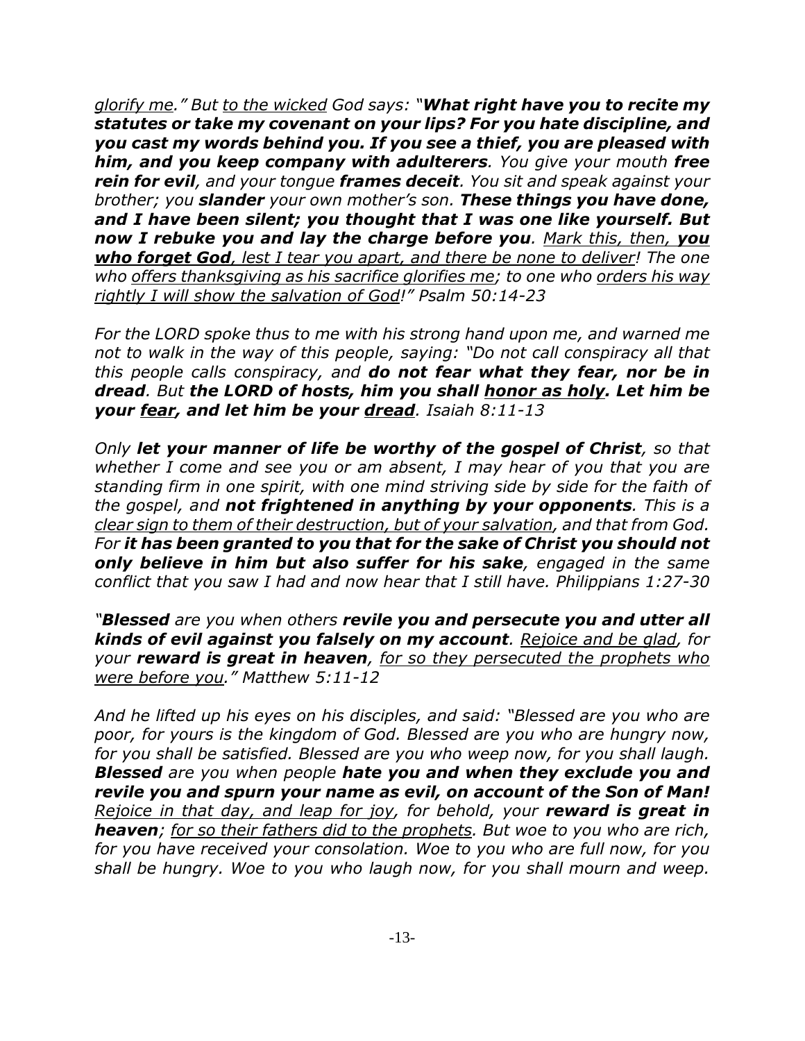*<u>glorify me</u>." But <u>to the wicked</u> God says: "**What right have you to recite my statutes or take my covenant on your lips? For you hate discipline, and you cast my words behind you. If you see a thief, you are pleased with him, and you keep company with adulterers**. You give your mouth **free rein for evil**, and your tongue **frames deceit**. You sit and speak against your brother; you **slander** your own mother's son. **These things you have done, and I have been silent; you thought that I was one like yourself. But now I rebuke you and lay the charge before you**. <u>Mark this, then, **you who forget God**, lest I tear you apart, and there be none to deliver</u>! The one who <u>offers thanksgiving as his sacrifice glorifies me</u>; to one who <u>orders his way rightly I will show the salvation of God</u>!" Psalm 50:14-23*

*For the LORD spoke thus to me with his strong hand upon me, and warned me not to walk in the way of this people, saying: "Do not call conspiracy all that this people calls conspiracy, and **do not fear what they fear, nor be in dread**. But **the LORD of hosts, him you shall <u>honor as holy</u>. Let him be your <u>fear</u>, and let him be your <u>dread</u>**. Isaiah 8:11-13*

*Only **let your manner of life be worthy of the gospel of Christ**, so that whether I come and see you or am absent, I may hear of you that you are standing firm in one spirit, with one mind striving side by side for the faith of the gospel, and **not frightened in anything by your opponents**. This is a <u>clear sign to them of their destruction, but of your salvation</u>, and that from God. For **it has been granted to you that for the sake of Christ you should not only believe in him but also suffer for his sake**, engaged in the same conflict that you saw I had and now hear that I still have. Philippians 1:27-30*

*"**Blessed** are you when others **revile you and persecute you and utter all kinds of evil against you falsely on my account**. <u>Rejoice and be glad</u>, for your **reward is great in heaven**, <u>for so they persecuted the prophets who were before you</u>." Matthew 5:11-12*

*And he lifted up his eyes on his disciples, and said: "Blessed are you who are poor, for yours is the kingdom of God. Blessed are you who are hungry now, for you shall be satisfied. Blessed are you who weep now, for you shall laugh. **Blessed** are you when people **hate you and when they exclude you and revile you and spurn your name as evil, on account of the Son of Man!** <u>Rejoice in that day, and leap for joy</u>, for behold, your **reward is great in heaven**; <u>for so their fathers did to the prophets</u>. But woe to you who are rich, for you have received your consolation. Woe to you who are full now, for you shall be hungry. Woe to you who laugh now, for you shall mourn and weep.*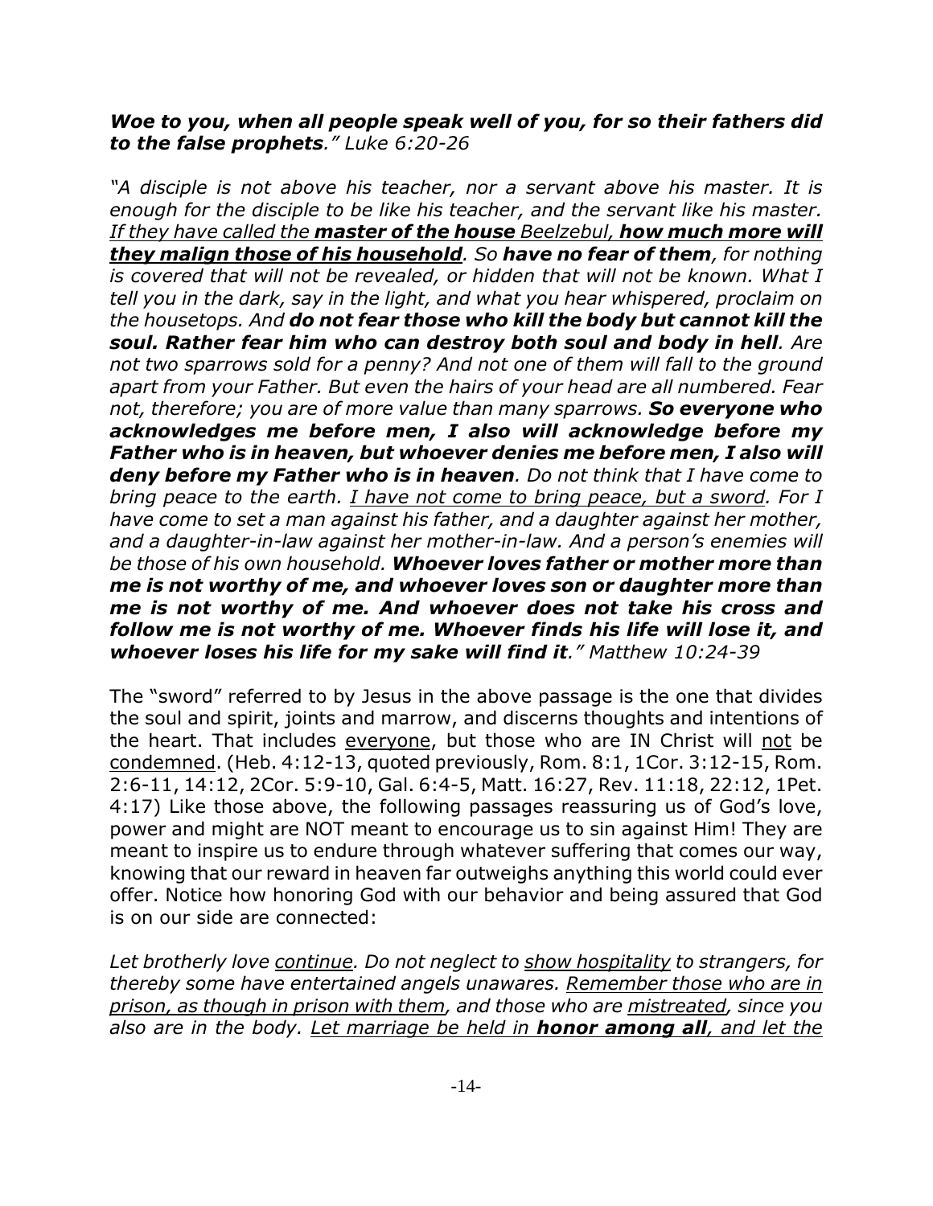*__Woe to you, when all people speak well of you, for so their fathers did to the false prophets__." Luke 6:20-26*

*"A disciple is not above his teacher, nor a servant above his master. It is enough for the disciple to be like his teacher, and the servant like his master. <u>If they have called the **master of the house** Beelzebul, **how much more will they malign those of his household**</u>. So **have no fear of them**, for nothing is covered that will not be revealed, or hidden that will not be known. What I tell you in the dark, say in the light, and what you hear whispered, proclaim on the housetops. And **do not fear those who kill the body but cannot kill the soul. Rather fear him who can destroy both soul and body in hell**. Are not two sparrows sold for a penny? And not one of them will fall to the ground apart from your Father. But even the hairs of your head are all numbered. Fear not, therefore; you are of more value than many sparrows. **So everyone who acknowledges me before men, I also will acknowledge before my Father who is in heaven, but whoever denies me before men, I also will deny before my Father who is in heaven**. Do not think that I have come to bring peace to the earth. <u>I have not come to bring peace, but a sword</u>. For I have come to set a man against his father, and a daughter against her mother, and a daughter-in-law against her mother-in-law. And a person's enemies will be those of his own household. **Whoever loves father or mother more than me is not worthy of me, and whoever loves son or daughter more than me is not worthy of me. And whoever does not take his cross and follow me is not worthy of me. Whoever finds his life will lose it, and whoever loses his life for my sake will find it**." Matthew 10:24-39*

The "sword" referred to by Jesus in the above passage is the one that divides the soul and spirit, joints and marrow, and discerns thoughts and intentions of the heart. That includes <u>everyone</u>, but those who are IN Christ will <u>not</u> be <u>condemned</u>. (Heb. 4:12-13, quoted previously, Rom. 8:1, 1Cor. 3:12-15, Rom. 2:6-11, 14:12, 2Cor. 5:9-10, Gal. 6:4-5, Matt. 16:27, Rev. 11:18, 22:12, 1Pet. 4:17) Like those above, the following passages reassuring us of God's love, power and might are NOT meant to encourage us to sin against Him! They are meant to inspire us to endure through whatever suffering that comes our way, knowing that our reward in heaven far outweighs anything this world could ever offer. Notice how honoring God with our behavior and being assured that God is on our side are connected:

*Let brotherly love <u>continue</u>. Do not neglect to <u>show hospitality</u> to strangers, for thereby some have entertained angels unawares. <u>Remember those who are in prison, as though in prison with them</u>, and those who are <u>mistreated</u>, since you also are in the body. <u>Let marriage be held in **honor among all**, and let the</u>*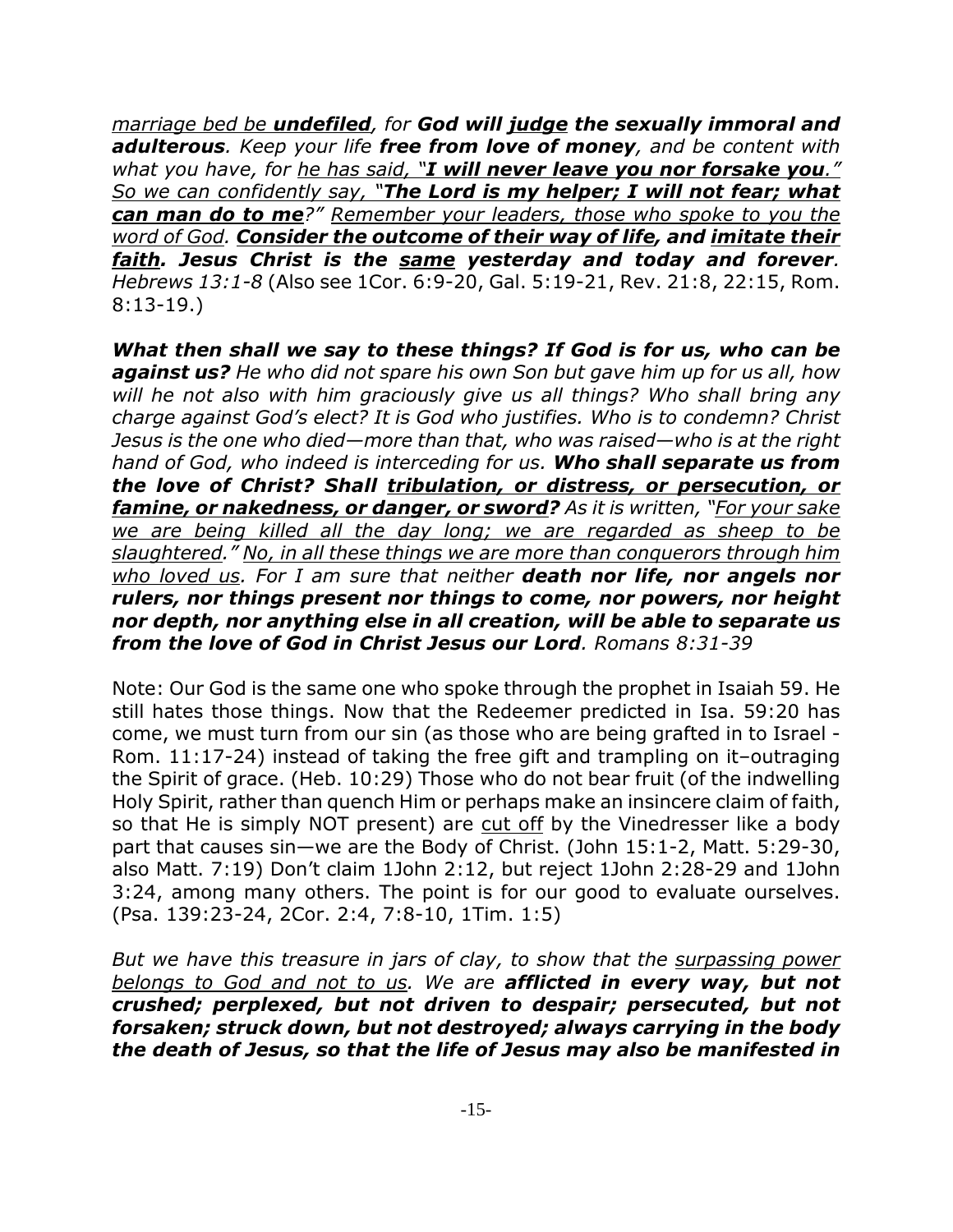*marriage bed be **undefiled**, for **God will judge the sexually immoral and adulterous**. Keep your life **free from love of money**, and be content with what you have, for he has said, "**I will never leave you nor forsake you**." So we can confidently say, "**The Lord is my helper; I will not fear; what can man do to me**?" Remember your leaders, those who spoke to you the word of God. **Consider the outcome of their way of life, and imitate their faith. Jesus Christ is the same yesterday and today and forever**. Hebrews 13:1-8* (Also see 1Cor. 6:9-20, Gal. 5:19-21, Rev. 21:8, 22:15, Rom. 8:13-19.)

***What then shall we say to these things? If God is for us, who can be against us?*** *He who did not spare his own Son but gave him up for us all, how will he not also with him graciously give us all things? Who shall bring any charge against God's elect? It is God who justifies. Who is to condemn? Christ Jesus is the one who died—more than that, who was raised—who is at the right hand of God, who indeed is interceding for us.* ***Who shall separate us from the love of Christ? Shall tribulation, or distress, or persecution, or famine, or nakedness, or danger, or sword?*** *As it is written, "For your sake we are being killed all the day long; we are regarded as sheep to be slaughtered." No, in all these things we are more than conquerors through him who loved us. For I am sure that neither* ***death nor life, nor angels nor rulers, nor things present nor things to come, nor powers, nor height nor depth, nor anything else in all creation, will be able to separate us from the love of God in Christ Jesus our Lord****. Romans 8:31-39*

Note: Our God is the same one who spoke through the prophet in Isaiah 59. He still hates those things. Now that the Redeemer predicted in Isa. 59:20 has come, we must turn from our sin (as those who are being grafted in to Israel - Rom. 11:17-24) instead of taking the free gift and trampling on it–outraging the Spirit of grace. (Heb. 10:29) Those who do not bear fruit (of the indwelling Holy Spirit, rather than quench Him or perhaps make an insincere claim of faith, so that He is simply NOT present) are cut off by the Vinedresser like a body part that causes sin—we are the Body of Christ. (John 15:1-2, Matt. 5:29-30, also Matt. 7:19) Don't claim 1John 2:12, but reject 1John 2:28-29 and 1John 3:24, among many others. The point is for our good to evaluate ourselves. (Psa. 139:23-24, 2Cor. 2:4, 7:8-10, 1Tim. 1:5)

*But we have this treasure in jars of clay, to show that the surpassing power belongs to God and not to us. We are* ***afflicted in every way, but not crushed; perplexed, but not driven to despair; persecuted, but not forsaken; struck down, but not destroyed; always carrying in the body the death of Jesus, so that the life of Jesus may also be manifested in***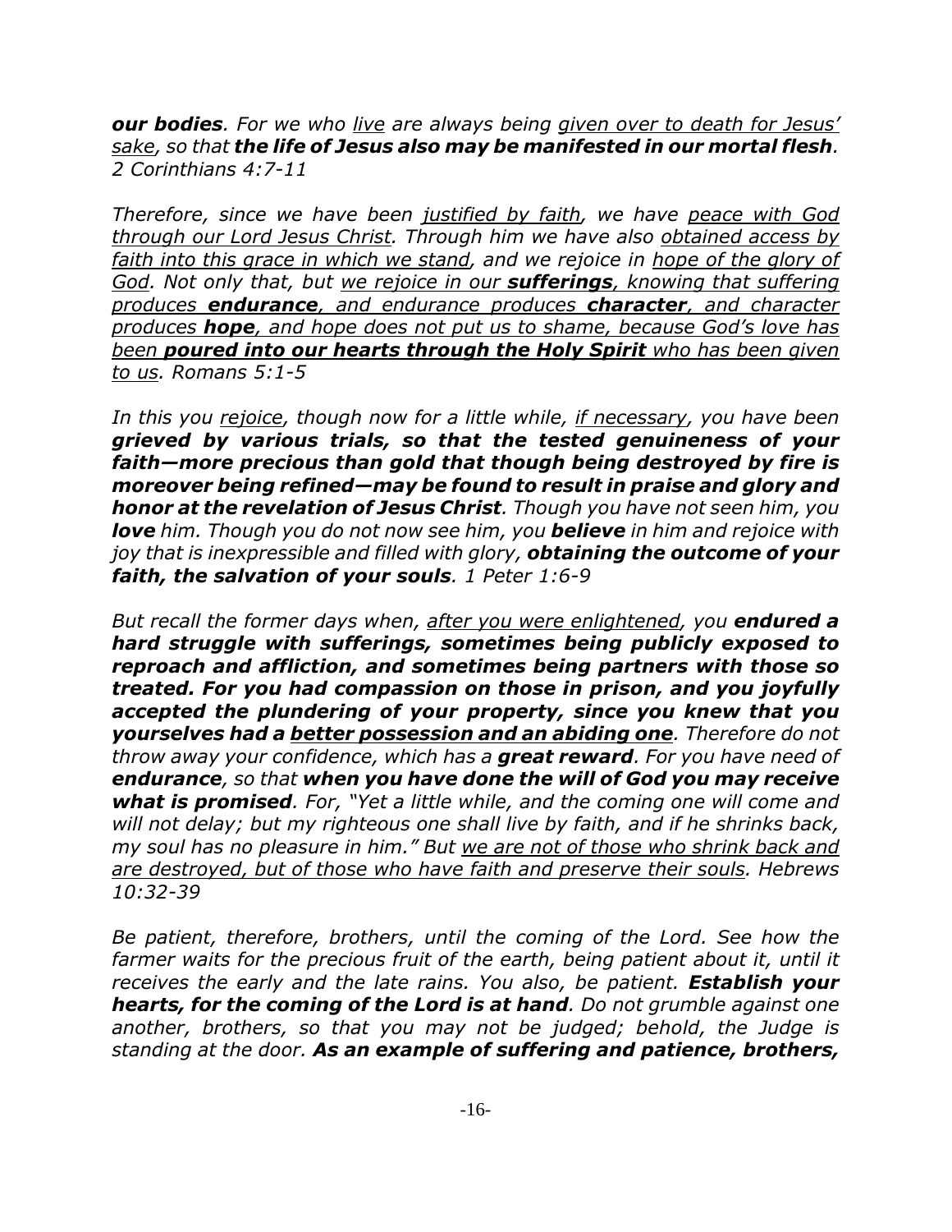***our bodies**. For we who <u>live</u> are always being <u>given over to death for Jesus' sake</u>, so that **the life of Jesus also may be manifested in our mortal flesh**. 2 Corinthians 4:7-11*

*Therefore, since we have been <u>justified by faith</u>, we have <u>peace with God through our Lord Jesus Christ</u>. Through him we have also <u>obtained access by faith into this grace in which we stand</u>, and we rejoice in <u>hope of the glory of God</u>. Not only that, but <u>we rejoice in our **sufferings**, knowing that suffering produces **endurance**, and endurance produces **character**, and character produces **hope**, and hope does not put us to shame, because God's love has been **poured into our hearts through the Holy Spirit** who has been given to us</u>. Romans 5:1-5*

*In this you <u>rejoice</u>, though now for a little while, <u>if necessary</u>, you have been **grieved by various trials, so that the tested genuineness of your faith—more precious than gold that though being destroyed by fire is moreover being refined—may be found to result in praise and glory and honor at the revelation of Jesus Christ**. Though you have not seen him, you **love** him. Though you do not now see him, you **believe** in him and rejoice with joy that is inexpressible and filled with glory, **obtaining the outcome of your faith, the salvation of your souls**. 1 Peter 1:6-9*

*But recall the former days when, <u>after you were enlightened</u>, you **endured a hard struggle with sufferings, sometimes being publicly exposed to reproach and affliction, and sometimes being partners with those so treated. For you had compassion on those in prison, and you joyfully accepted the plundering of your property, since you knew that you yourselves had a <u>better possession and an abiding one</u>**. Therefore do not throw away your confidence, which has a **great reward**. For you have need of **endurance**, so that **when you have done the will of God you may receive what is promised**. For, "Yet a little while, and the coming one will come and will not delay; but my righteous one shall live by faith, and if he shrinks back, my soul has no pleasure in him." But <u>we are not of those who shrink back and are destroyed, but of those who have faith and preserve their souls</u>. Hebrews 10:32-39*

*Be patient, therefore, brothers, until the coming of the Lord. See how the farmer waits for the precious fruit of the earth, being patient about it, until it receives the early and the late rains. You also, be patient. **Establish your hearts, for the coming of the Lord is at hand**. Do not grumble against one another, brothers, so that you may not be judged; behold, the Judge is standing at the door. **As an example of suffering and patience, brothers,***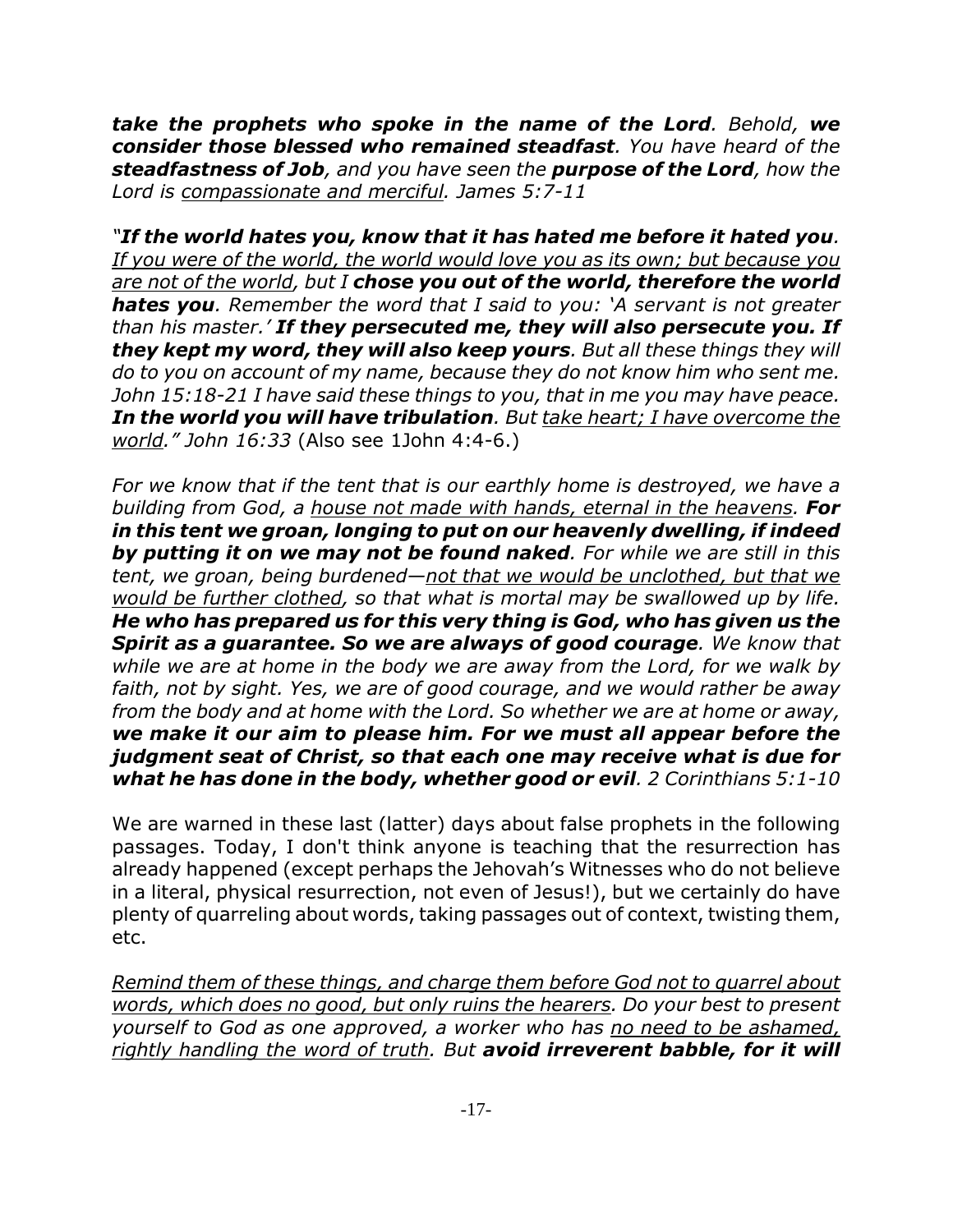***take the prophets who spoke in the name of the Lord**. Behold, **we consider those blessed who remained steadfast**. You have heard of the **steadfastness of Job**, and you have seen the **purpose of the Lord**, how the Lord is <u>compassionate and merciful</u>. James 5:7-11*

*"**If the world hates you, know that it has hated me before it hated you**. <u>If you were of the world, the world would love you as its own; but because you are not of the world</u>, but I **chose you out of the world, therefore the world hates you**. Remember the word that I said to you: 'A servant is not greater than his master.' **If they persecuted me, they will also persecute you. If they kept my word, they will also keep yours**. But all these things they will do to you on account of my name, because they do not know him who sent me. John 15:18-21 I have said these things to you, that in me you may have peace. **In the world you will have tribulation**. But <u>take heart; I have overcome the world</u>." John 16:33* (Also see 1John 4:4-6.)

*For we know that if the tent that is our earthly home is destroyed, we have a building from God, a <u>house not made with hands, eternal in the heavens</u>. **For in this tent we groan, longing to put on our heavenly dwelling, if indeed by putting it on we may not be found naked**. For while we are still in this tent, we groan, being burdened—<u>not that we would be unclothed, but that we would be further clothed</u>, so that what is mortal may be swallowed up by life. **He who has prepared us for this very thing is God, who has given us the Spirit as a guarantee. So we are always of good courage**. We know that while we are at home in the body we are away from the Lord, for we walk by faith, not by sight. Yes, we are of good courage, and we would rather be away from the body and at home with the Lord. So whether we are at home or away, **we make it our aim to please him. For we must all appear before the judgment seat of Christ, so that each one may receive what is due for what he has done in the body, whether good or evil**. 2 Corinthians 5:1-10*

We are warned in these last (latter) days about false prophets in the following passages. Today, I don't think anyone is teaching that the resurrection has already happened (except perhaps the Jehovah's Witnesses who do not believe in a literal, physical resurrection, not even of Jesus!), but we certainly do have plenty of quarreling about words, taking passages out of context, twisting them, etc.

*<u>Remind them of these things, and charge them before God not to quarrel about words, which does no good, but only ruins the hearers</u>. Do your best to present yourself to God as one approved, a worker who has <u>no need to be ashamed, rightly handling the word of truth</u>. But **avoid irreverent babble, for it will***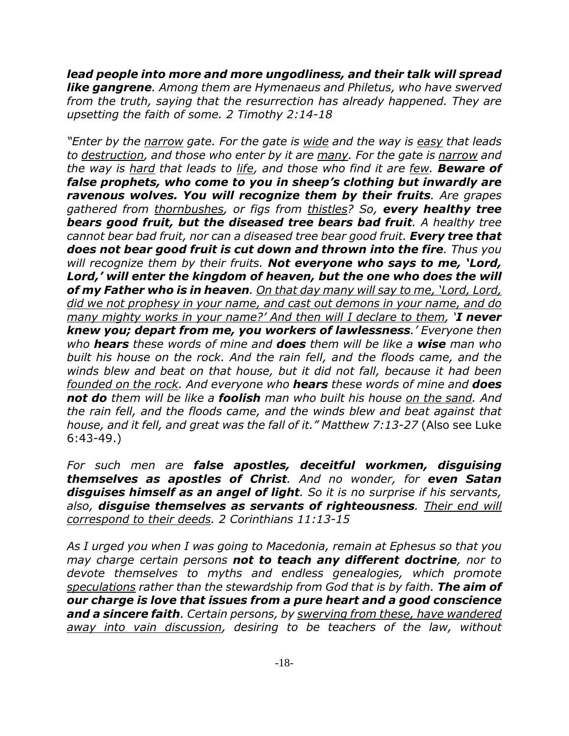***lead people into more and more ungodliness, and their talk will spread like gangrene**. Among them are Hymenaeus and Philetus, who have swerved from the truth, saying that the resurrection has already happened. They are upsetting the faith of some. 2 Timothy 2:14-18*

*"Enter by the <u>narrow</u> gate. For the gate is <u>wide</u> and the way is <u>easy</u> that leads to <u>destruction</u>, and those who enter by it are <u>many</u>. For the gate is <u>narrow</u> and the way is <u>hard</u> that leads to <u>life</u>, and those who find it are <u>few</u>. **Beware of false prophets, who come to you in sheep's clothing but inwardly are ravenous wolves. You will recognize them by their fruits**. Are grapes gathered from <u>thornbushes</u>, or figs from <u>thistles</u>? So, **every healthy tree bears good fruit, but the diseased tree bears bad fruit**. A healthy tree cannot bear bad fruit, nor can a diseased tree bear good fruit. **Every tree that does not bear good fruit is cut down and thrown into the fire**. Thus you will recognize them by their fruits. **Not everyone who says to me, 'Lord, Lord,' will enter the kingdom of heaven, but the one who does the will of my Father who is in heaven**. <u>On that day many will say to me, 'Lord, Lord, did we not prophesy in your name, and cast out demons in your name, and do many mighty works in your name?' And then will I declare to them</u>, '**I never knew you; depart from me, you workers of lawlessness**.' Everyone then who **hears** these words of mine and **does** them will be like a **wise** man who built his house on the rock. And the rain fell, and the floods came, and the winds blew and beat on that house, but it did not fall, because it had been <u>founded on the rock</u>. And everyone who **hears** these words of mine and **does not do** them will be like a **foolish** man who built his house <u>on the sand</u>. And the rain fell, and the floods came, and the winds blew and beat against that house, and it fell, and great was the fall of it." Matthew 7:13-27* (Also see Luke 6:43-49.)

*For such men are **false apostles, deceitful workmen, disguising themselves as apostles of Christ**. And no wonder, for **even Satan disguises himself as an angel of light**. So it is no surprise if his servants, also, **disguise themselves as servants of righteousness**. <u>Their end will correspond to their deeds</u>. 2 Corinthians 11:13-15*

*As I urged you when I was going to Macedonia, remain at Ephesus so that you may charge certain persons **not to teach any different doctrine**, nor to devote themselves to myths and endless genealogies, which promote <u>speculations</u> rather than the stewardship from God that is by faith. **The aim of our charge is love that issues from a pure heart and a good conscience and a sincere faith**. Certain persons, by <u>swerving from these, have wandered away into vain discussion</u>, desiring to be teachers of the law, without*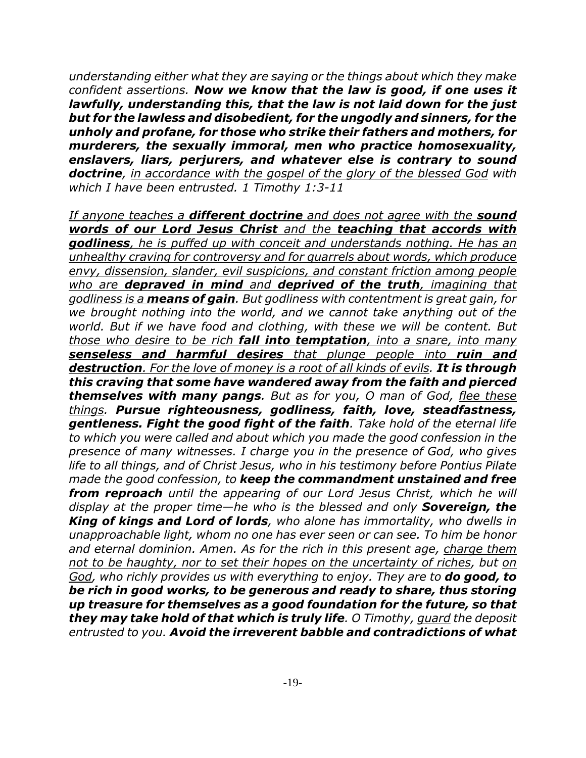*understanding either what they are saying or the things about which they make confident assertions.* ***Now we know that the law is good, if one uses it lawfully, understanding this, that the law is not laid down for the just but for the lawless and disobedient, for the ungodly and sinners, for the unholy and profane, for those who strike their fathers and mothers, for murderers, the sexually immoral, men who practice homosexuality, enslavers, liars, perjurers, and whatever else is contrary to sound doctrine****, <u>in accordance with the gospel of the glory of the blessed God</u> with which I have been entrusted. 1 Timothy 1:3-11*

*<u>If anyone teaches a</u>* ***<u>different doctrine</u>*** *<u>and does not agree with the</u>* ***<u>sound words of our Lord Jesus Christ</u>*** *<u>and the</u>* ***<u>teaching that accords with godliness</u>****<u>, he is puffed up with conceit and understands nothing. He has an unhealthy craving for controversy and for quarrels about words, which produce envy, dissension, slander, evil suspicions, and constant friction among people who are</u>* ***<u>depraved in mind</u>*** *<u>and</u>* ***<u>deprived of the truth</u>****<u>, imagining that godliness is a</u>* ***<u>means of gain</u>****. But godliness with contentment is great gain, for we brought nothing into the world, and we cannot take anything out of the world. But if we have food and clothing, with these we will be content. <u>But those who desire to be rich</u>* ***<u>fall into temptation</u>****<u>, into a snare, into many</u>* ***<u>senseless and harmful desires</u>*** *<u>that plunge people into</u>* ***<u>ruin and destruction</u>****<u>. For the love of money is a root of all kinds of evils</u>.* ***It is through this craving that some have wandered away from the faith and pierced themselves with many pangs****. But as for you, O man of God, <u>flee these things</u>.* ***Pursue righteousness, godliness, faith, love, steadfastness, gentleness. Fight the good fight of the faith****. Take hold of the eternal life to which you were called and about which you made the good confession in the presence of many witnesses. I charge you in the presence of God, who gives life to all things, and of Christ Jesus, who in his testimony before Pontius Pilate made the good confession, to* ***keep the commandment unstained and free from reproach*** *until the appearing of our Lord Jesus Christ, which he will display at the proper time—he who is the blessed and only* ***Sovereign, the King of kings and Lord of lords****, who alone has immortality, who dwells in unapproachable light, whom no one has ever seen or can see. To him be honor and eternal dominion. Amen. As for the rich in this present age, <u>charge them not to be haughty, nor to set their hopes on the uncertainty of riches</u>, but <u>on God</u>, who richly provides us with everything to enjoy. They are to* ***do good, to be rich in good works, to be generous and ready to share, thus storing up treasure for themselves as a good foundation for the future, so that they may take hold of that which is truly life****. O Timothy, <u>guard</u> the deposit entrusted to you.* ***Avoid the irreverent babble and contradictions of what***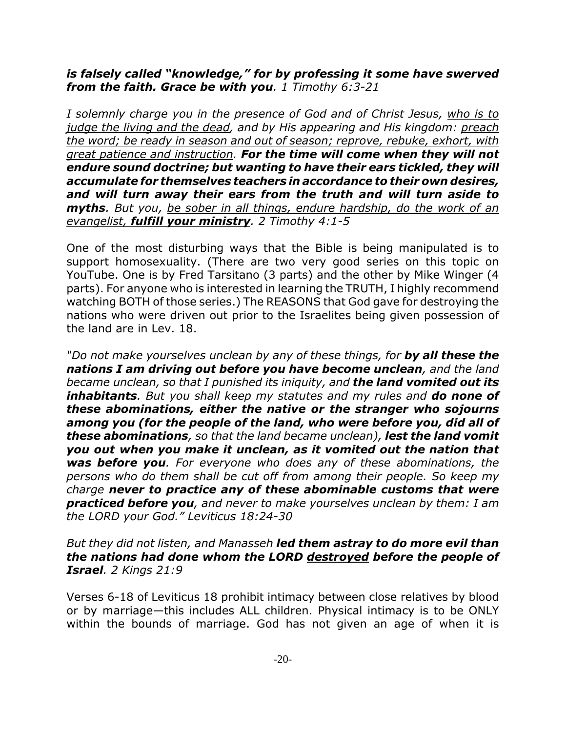***is falsely called "knowledge," for by professing it some have swerved from the faith. Grace be with you**. 1 Timothy 6:3-21*

*I solemnly charge you in the presence of God and of Christ Jesus, <u>who is to judge the living and the dead</u>, and by His appearing and His kingdom: <u>preach the word; be ready in season and out of season; reprove, rebuke, exhort, with great patience and instruction</u>. **For the time will come when they will not endure sound doctrine; but wanting to have their ears tickled, they will accumulate for themselves teachers in accordance to their own desires, and will turn away their ears from the truth and will turn aside to myths**. But you, <u>be sober in all things, endure hardship, do the work of an evangelist, **fulfill your ministry**</u>. 2 Timothy 4:1-5*

One of the most disturbing ways that the Bible is being manipulated is to support homosexuality. (There are two very good series on this topic on YouTube. One is by Fred Tarsitano (3 parts) and the other by Mike Winger (4 parts). For anyone who is interested in learning the TRUTH, I highly recommend watching BOTH of those series.) The REASONS that God gave for destroying the nations who were driven out prior to the Israelites being given possession of the land are in Lev. 18.

*"Do not make yourselves unclean by any of these things, for **by all these the nations I am driving out before you have become unclean**, and the land became unclean, so that I punished its iniquity, and **the land vomited out its inhabitants**. But you shall keep my statutes and my rules and **do none of these abominations, either the native or the stranger who sojourns among you (for the people of the land, who were before you, did all of these abominations**, so that the land became unclean), **lest the land vomit you out when you make it unclean, as it vomited out the nation that was before you**. For everyone who does any of these abominations, the persons who do them shall be cut off from among their people. So keep my charge **never to practice any of these abominable customs that were practiced before you**, and never to make yourselves unclean by them: I am the LORD your God." Leviticus 18:24-30*

*But they did not listen, and Manasseh **led them astray to do more evil than the nations had done whom the LORD <u>destroyed</u> before the people of Israel**. 2 Kings 21:9*

Verses 6-18 of Leviticus 18 prohibit intimacy between close relatives by blood or by marriage—this includes ALL children. Physical intimacy is to be ONLY within the bounds of marriage. God has not given an age of when it is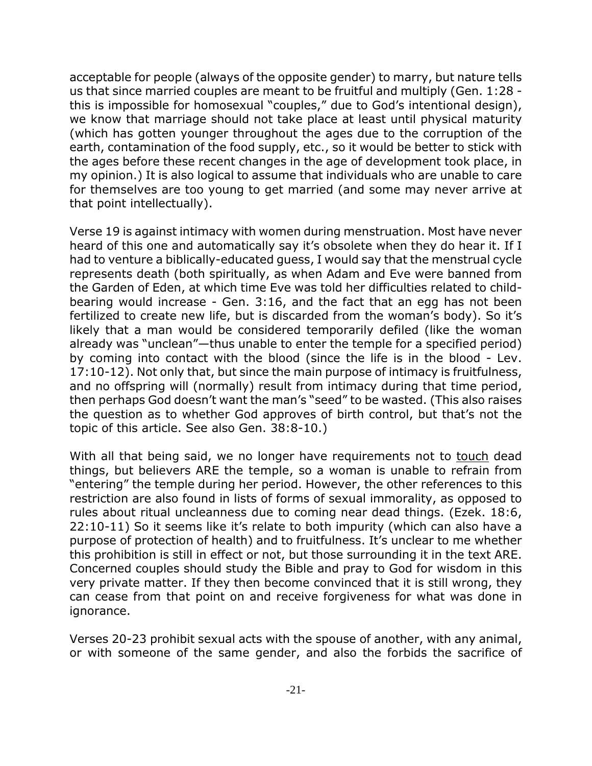acceptable for people (always of the opposite gender) to marry, but nature tells us that since married couples are meant to be fruitful and multiply (Gen. 1:28 - this is impossible for homosexual "couples," due to God's intentional design), we know that marriage should not take place at least until physical maturity (which has gotten younger throughout the ages due to the corruption of the earth, contamination of the food supply, etc., so it would be better to stick with the ages before these recent changes in the age of development took place, in my opinion.) It is also logical to assume that individuals who are unable to care for themselves are too young to get married (and some may never arrive at that point intellectually).

Verse 19 is against intimacy with women during menstruation. Most have never heard of this one and automatically say it's obsolete when they do hear it. If I had to venture a biblically-educated guess, I would say that the menstrual cycle represents death (both spiritually, as when Adam and Eve were banned from the Garden of Eden, at which time Eve was told her difficulties related to child-bearing would increase - Gen. 3:16, and the fact that an egg has not been fertilized to create new life, but is discarded from the woman's body). So it's likely that a man would be considered temporarily defiled (like the woman already was "unclean"—thus unable to enter the temple for a specified period) by coming into contact with the blood (since the life is in the blood - Lev. 17:10-12). Not only that, but since the main purpose of intimacy is fruitfulness, and no offspring will (normally) result from intimacy during that time period, then perhaps God doesn't want the man's "seed" to be wasted. (This also raises the question as to whether God approves of birth control, but that's not the topic of this article. See also Gen. 38:8-10.)

With all that being said, we no longer have requirements not to <u>touch</u> dead things, but believers ARE the temple, so a woman is unable to refrain from "entering" the temple during her period. However, the other references to this restriction are also found in lists of forms of sexual immorality, as opposed to rules about ritual uncleanness due to coming near dead things. (Ezek. 18:6, 22:10-11) So it seems like it's relate to both impurity (which can also have a purpose of protection of health) and to fruitfulness. It's unclear to me whether this prohibition is still in effect or not, but those surrounding it in the text ARE. Concerned couples should study the Bible and pray to God for wisdom in this very private matter. If they then become convinced that it is still wrong, they can cease from that point on and receive forgiveness for what was done in ignorance.

Verses 20-23 prohibit sexual acts with the spouse of another, with any animal, or with someone of the same gender, and also the forbids the sacrifice of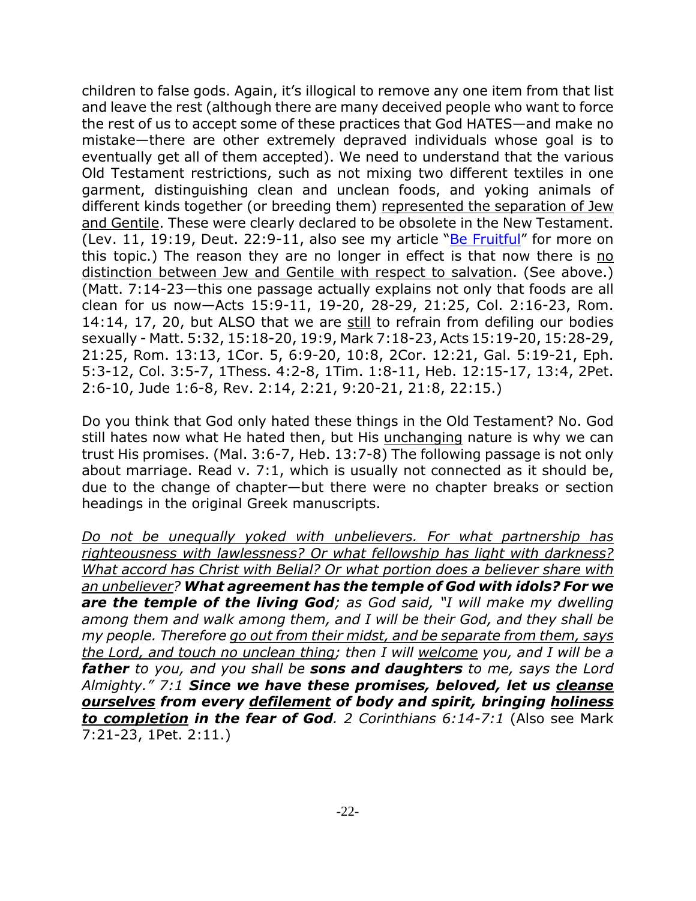children to false gods. Again, it's illogical to remove any one item from that list and leave the rest (although there are many deceived people who want to force the rest of us to accept some of these practices that God HATES—and make no mistake—there are other extremely depraved individuals whose goal is to eventually get all of them accepted). We need to understand that the various Old Testament restrictions, such as not mixing two different textiles in one garment, distinguishing clean and unclean foods, and yoking animals of different kinds together (or breeding them) <u>represented the separation of Jew and Gentile</u>. These were clearly declared to be obsolete in the New Testament. (Lev. 11, 19:19, Deut. 22:9-11, also see my article "[Be Fruitful]" for more on this topic.) The reason they are no longer in effect is that now there is <u>no distinction between Jew and Gentile with respect to salvation</u>. (See above.) (Matt. 7:14-23—this one passage actually explains not only that foods are all clean for us now—Acts 15:9-11, 19-20, 28-29, 21:25, Col. 2:16-23, Rom. 14:14, 17, 20, but ALSO that we are <u>still</u> to refrain from defiling our bodies sexually - Matt. 5:32, 15:18-20, 19:9, Mark 7:18-23, Acts 15:19-20, 15:28-29, 21:25, Rom. 13:13, 1Cor. 5, 6:9-20, 10:8, 2Cor. 12:21, Gal. 5:19-21, Eph. 5:3-12, Col. 3:5-7, 1Thess. 4:2-8, 1Tim. 1:8-11, Heb. 12:15-17, 13:4, 2Pet. 2:6-10, Jude 1:6-8, Rev. 2:14, 2:21, 9:20-21, 21:8, 22:15.)

Do you think that God only hated these things in the Old Testament? No. God still hates now what He hated then, but His <u>unchanging</u> nature is why we can trust His promises. (Mal. 3:6-7, Heb. 13:7-8) The following passage is not only about marriage. Read v. 7:1, which is usually not connected as it should be, due to the change of chapter—but there were no chapter breaks or section headings in the original Greek manuscripts.

*<u>Do not be unequally yoked with unbelievers. For what partnership has righteousness with lawlessness? Or what fellowship has light with darkness? What accord has Christ with Belial? Or what portion does a believer share with an unbeliever</u>? **What agreement has the temple of God with idols? For we are the temple of the living God**; as God said, "I will make my dwelling among them and walk among them, and I will be their God, and they shall be my people. Therefore <u>go out from their midst, and be separate from them, says the Lord, and touch no unclean thing</u>; then I will <u>welcome</u> you, and I will be a **father** to you, and you shall be **sons and daughters** to me, says the Lord Almighty." 7:1 **Since we have these promises, beloved, let us <u>cleanse ourselves</u> from every <u>defilement</u> of body and spirit, bringing <u>holiness to completion</u> in the fear of God**. 2 Corinthians 6:14-7:1* (Also see Mark 7:21-23, 1Pet. 2:11.)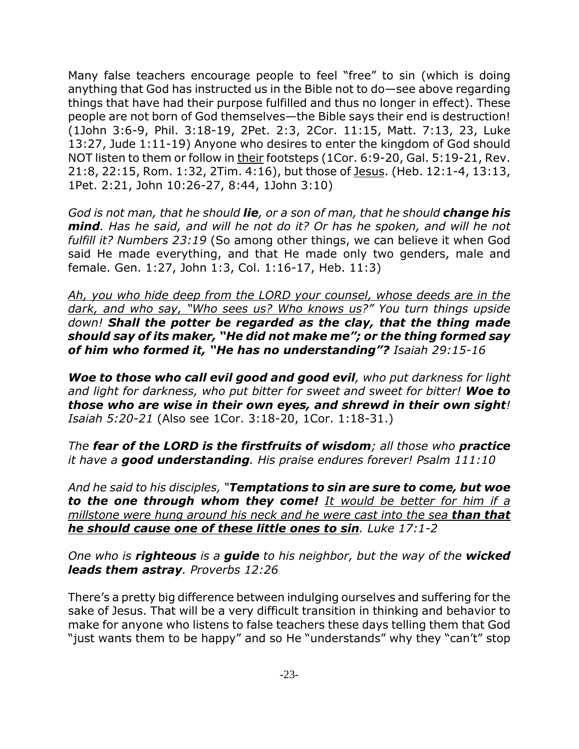Many false teachers encourage people to feel "free" to sin (which is doing anything that God has instructed us in the Bible not to do—see above regarding things that have had their purpose fulfilled and thus no longer in effect). These people are not born of God themselves—the Bible says their end is destruction! (1John 3:6-9, Phil. 3:18-19, 2Pet. 2:3, 2Cor. 11:15, Matt. 7:13, 23, Luke 13:27, Jude 1:11-19) Anyone who desires to enter the kingdom of God should NOT listen to them or follow in <u>their</u> footsteps (1Cor. 6:9-20, Gal. 5:19-21, Rev. 21:8, 22:15, Rom. 1:32, 2Tim. 4:16), but those of <u>Jesus</u>. (Heb. 12:1-4, 13:13, 1Pet. 2:21, John 10:26-27, 8:44, 1John 3:10)

*God is not man, that he should **lie**, or a son of man, that he should **change his mind**. Has he said, and will he not do it? Or has he spoken, and will he not fulfill it? Numbers 23:19* (So among other things, we can believe it when God said He made everything, and that He made only two genders, male and female. Gen. 1:27, John 1:3, Col. 1:16-17, Heb. 11:3)

*<u>Ah, you who hide deep from the LORD your counsel, whose deeds are in the dark, and who say, "Who sees us? Who knows us?"</u> You turn things upside down! **Shall the potter be regarded as the clay, that the thing made should say of its maker, "He did not make me"; or the thing formed say of him who formed it, "He has no understanding"?** Isaiah 29:15-16*

***Woe to those who call evil good and good evil**, who put darkness for light and light for darkness, who put bitter for sweet and sweet for bitter! **Woe to those who are wise in their own eyes, and shrewd in their own sight**! Isaiah 5:20-21* (Also see 1Cor. 3:18-20, 1Cor. 1:18-31.)

*The **fear of the LORD is the firstfruits of wisdom**; all those who **practice** it have a **good understanding**. His praise endures forever! Psalm 111:10*

*And he said to his disciples, "**Temptations to sin are sure to come, but woe to the one through whom they come!** <u>It would be better for him if a millstone were hung around his neck and he were cast into the sea **than that he should cause one of these little ones to sin**</u>. Luke 17:1-2*

*One who is **righteous** is a **guide** to his neighbor, but the way of the **wicked leads them astray**. Proverbs 12:26*

There's a pretty big difference between indulging ourselves and suffering for the sake of Jesus. That will be a very difficult transition in thinking and behavior to make for anyone who listens to false teachers these days telling them that God "just wants them to be happy" and so He "understands" why they "can't" stop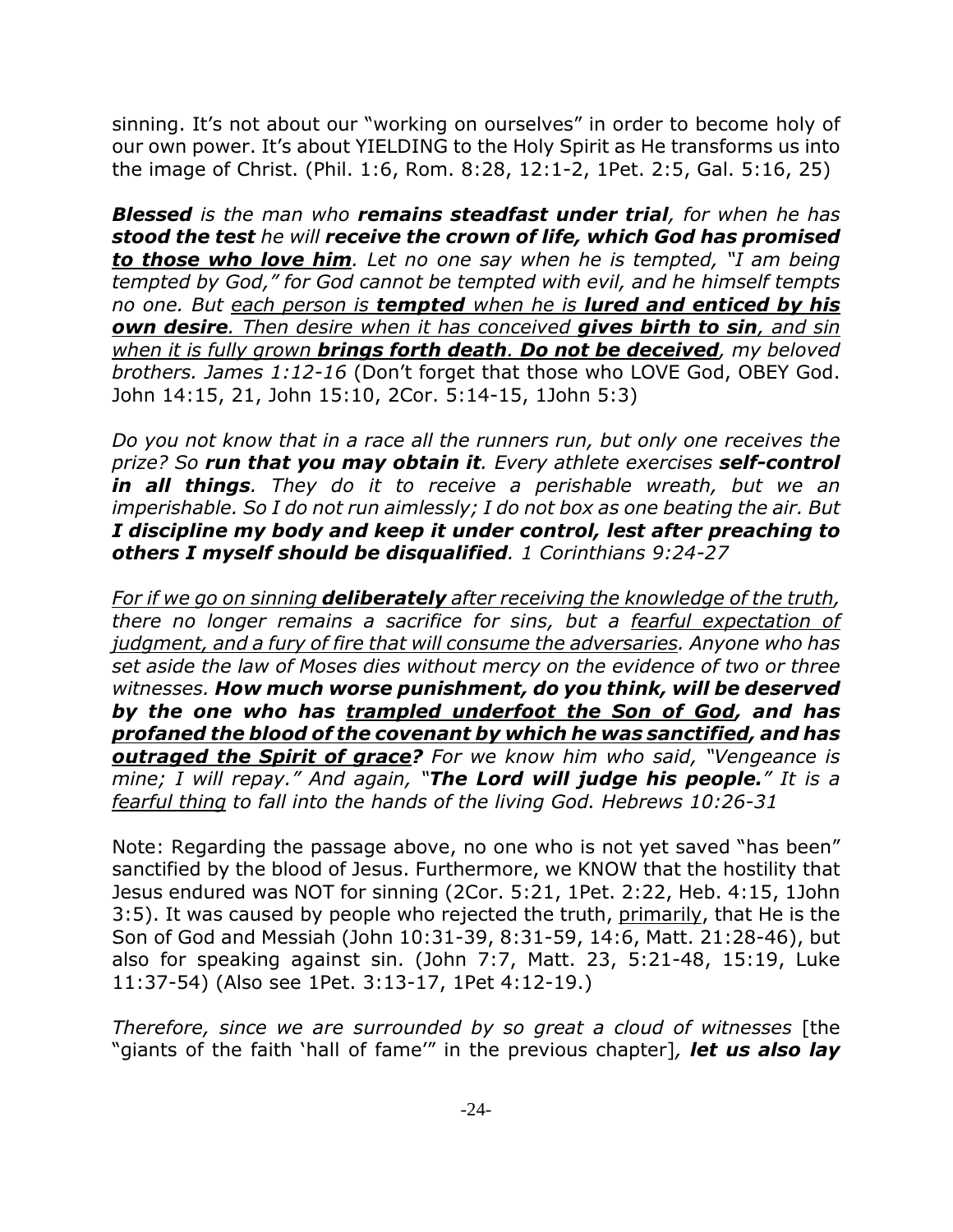sinning. It's not about our "working on ourselves" in order to become holy of our own power. It's about YIELDING to the Holy Spirit as He transforms us into the image of Christ. (Phil. 1:6, Rom. 8:28, 12:1-2, 1Pet. 2:5, Gal. 5:16, 25)

***Blessed*** *is the man who* ***remains steadfast under trial****, for when he has* ***stood the test*** *he will* ***receive the crown of life, which God has promised <u>to those who love him</u>****. Let no one say when he is tempted, "I am being tempted by God," for God cannot be tempted with evil, and he himself tempts no one. But <u>each person is **tempted** when he is **lured and enticed by his own desire**. Then desire when it has conceived **gives birth to sin**, and sin when it is fully grown **brings forth death**. **Do not be deceived**</u>, my beloved brothers. James 1:12-16* (Don't forget that those who LOVE God, OBEY God. John 14:15, 21, John 15:10, 2Cor. 5:14-15, 1John 5:3)

*Do you not know that in a race all the runners run, but only one receives the prize? So* ***run that you may obtain it****. Every athlete exercises* ***self-control in all things****. They do it to receive a perishable wreath, but we an imperishable. So I do not run aimlessly; I do not box as one beating the air. But* ***I discipline my body and keep it under control, lest after preaching to others I myself should be disqualified****. 1 Corinthians 9:24-27*

*<u>For if we go on sinning **deliberately** after receiving the knowledge of the truth</u>, there no longer remains a sacrifice for sins, but a <u>fearful expectation of judgment, and a fury of fire that will consume the adversaries</u>. Anyone who has set aside the law of Moses dies without mercy on the evidence of two or three witnesses.* ***How much worse punishment, do you think, will be deserved by the one who has <u>trampled underfoot the Son of God</u>, and has <u>profaned the blood of the covenant by which he was sanctified</u>, and has <u>outraged the Spirit of grace</u>?*** *For we know him who said, "Vengeance is mine; I will repay." And again, "**The Lord will judge his people.**" It is a <u>fearful thing</u> to fall into the hands of the living God. Hebrews 10:26-31*

Note: Regarding the passage above, no one who is not yet saved "has been" sanctified by the blood of Jesus. Furthermore, we KNOW that the hostility that Jesus endured was NOT for sinning (2Cor. 5:21, 1Pet. 2:22, Heb. 4:15, 1John 3:5). It was caused by people who rejected the truth, <u>primarily</u>, that He is the Son of God and Messiah (John 10:31-39, 8:31-59, 14:6, Matt. 21:28-46), but also for speaking against sin. (John 7:7, Matt. 23, 5:21-48, 15:19, Luke 11:37-54) (Also see 1Pet. 3:13-17, 1Pet 4:12-19.)

*Therefore, since we are surrounded by so great a cloud of witnesses* [the "giants of the faith 'hall of fame'" in the previous chapter]*,* ***let us also lay***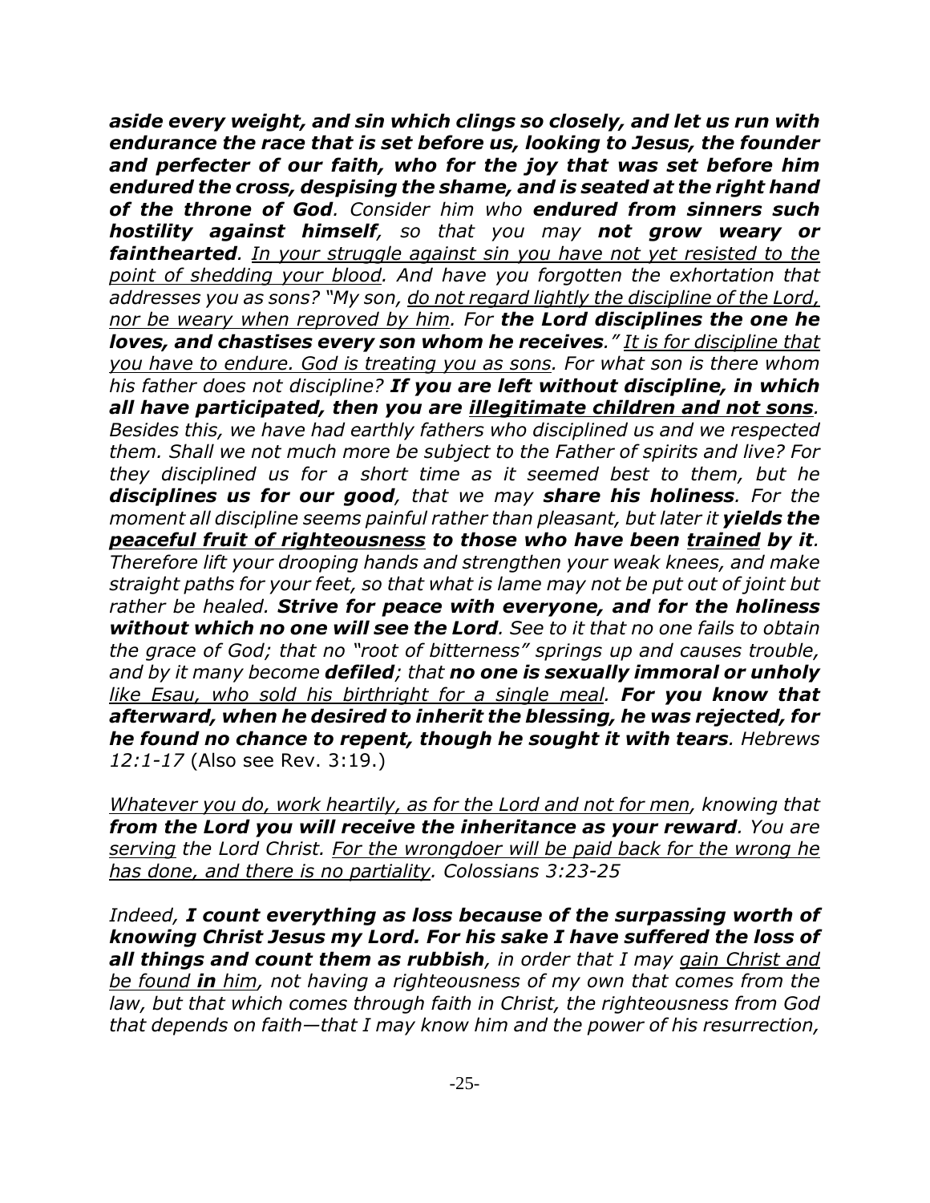*aside every weight, and sin which clings so closely, and let us run with endurance the race that is set before us, looking to Jesus, the founder and perfecter of our faith, who for the joy that was set before him endured the cross, despising the shame, and is seated at the right hand of the throne of God*. *Consider him who **endured from sinners such hostility against himself**, so that you may **not grow weary or fainthearted**. <u>In your struggle against sin you have not yet resisted to the point of shedding your blood</u>. And have you forgotten the exhortation that addresses you as sons? "My son, <u>do not regard lightly the discipline of the Lord, nor be weary when reproved by him</u>. For **the Lord disciplines the one he loves, and chastises every son whom he receives**." <u>It is for discipline that you have to endure. God is treating you as sons</u>. For what son is there whom his father does not discipline? **If you are left without discipline, in which all have participated, then you are <u>illegitimate children and not sons</u>**. Besides this, we have had earthly fathers who disciplined us and we respected them. Shall we not much more be subject to the Father of spirits and live? For they disciplined us for a short time as it seemed best to them, but he **disciplines us for our good**, that we may **share his holiness**. For the moment all discipline seems painful rather than pleasant, but later it **yields the <u>peaceful fruit of righteousness</u> to those who have been <u>trained</u> by it**. Therefore lift your drooping hands and strengthen your weak knees, and make straight paths for your feet, so that what is lame may not be put out of joint but rather be healed. **Strive for peace with everyone, and for the holiness without which no one will see the Lord**. See to it that no one fails to obtain the grace of God; that no "root of bitterness" springs up and causes trouble, and by it many become **defiled**; that **no one is sexually immoral or unholy** <u>like Esau, who sold his birthright for a single meal</u>. **For you know that afterward, when he desired to inherit the blessing, he was rejected, for he found no chance to repent, though he sought it with tears**. Hebrews 12:1-17* (Also see Rev. 3:19.)

*<u>Whatever you do, work heartily, as for the Lord and not for men</u>, knowing that **from the Lord you will receive the inheritance as your reward**. You are <u>serving</u> the Lord Christ. <u>For the wrongdoer will be paid back for the wrong he has done, and there is no partiality</u>. Colossians 3:23-25*

*Indeed, **I count everything as loss because of the surpassing worth of knowing Christ Jesus my Lord. For his sake I have suffered the loss of all things and count them as rubbish**, in order that I may <u>gain Christ and be found **in** him</u>, not having a righteousness of my own that comes from the law, but that which comes through faith in Christ, the righteousness from God that depends on faith—that I may know him and the power of his resurrection,*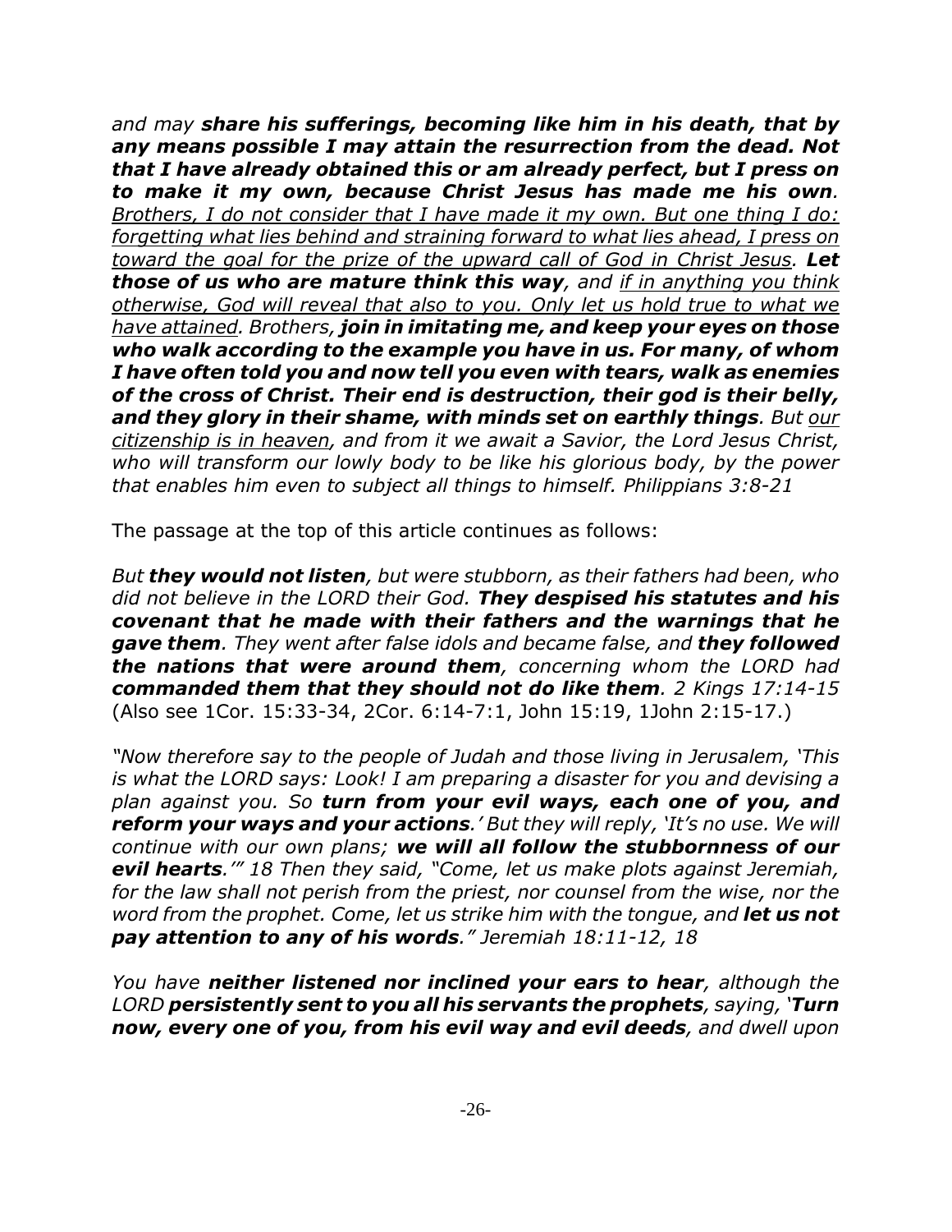*and may **share his sufferings, becoming like him in his death, that by any means possible I may attain the resurrection from the dead. Not that I have already obtained this or am already perfect, but I press on to make it my own, because Christ Jesus has made me his own**. <u>Brothers, I do not consider that I have made it my own. But one thing I do: forgetting what lies behind and straining forward to what lies ahead, I press on toward the goal for the prize of the upward call of God in Christ Jesus</u>. **Let those of us who are mature think this way**, and <u>if in anything you think otherwise, God will reveal that also to you. Only let us hold true to what we have attained</u>. Brothers, **join in imitating me, and keep your eyes on those who walk according to the example you have in us. For many, of whom I have often told you and now tell you even with tears, walk as enemies of the cross of Christ. Their end is destruction, their god is their belly, and they glory in their shame, with minds set on earthly things**. But <u>our citizenship is in heaven</u>, and from it we await a Savior, the Lord Jesus Christ, who will transform our lowly body to be like his glorious body, by the power that enables him even to subject all things to himself. Philippians 3:8-21*

The passage at the top of this article continues as follows:

*But **they would not listen**, but were stubborn, as their fathers had been, who did not believe in the LORD their God. **They despised his statutes and his covenant that he made with their fathers and the warnings that he gave them**. They went after false idols and became false, and **they followed the nations that were around them**, concerning whom the LORD had **commanded them that they should not do like them**. 2 Kings 17:14-15* (Also see 1Cor. 15:33-34, 2Cor. 6:14-7:1, John 15:19, 1John 2:15-17.)

*"Now therefore say to the people of Judah and those living in Jerusalem, 'This is what the LORD says: Look! I am preparing a disaster for you and devising a plan against you. So **turn from your evil ways, each one of you, and reform your ways and your actions**.' But they will reply, 'It's no use. We will continue with our own plans; **we will all follow the stubbornness of our evil hearts**.'" 18 Then they said, "Come, let us make plots against Jeremiah, for the law shall not perish from the priest, nor counsel from the wise, nor the word from the prophet. Come, let us strike him with the tongue, and **let us not pay attention to any of his words**." Jeremiah 18:11-12, 18*

*You have **neither listened nor inclined your ears to hear**, although the LORD **persistently sent to you all his servants the prophets**, saying, '**Turn now, every one of you, from his evil way and evil deeds**, and dwell upon*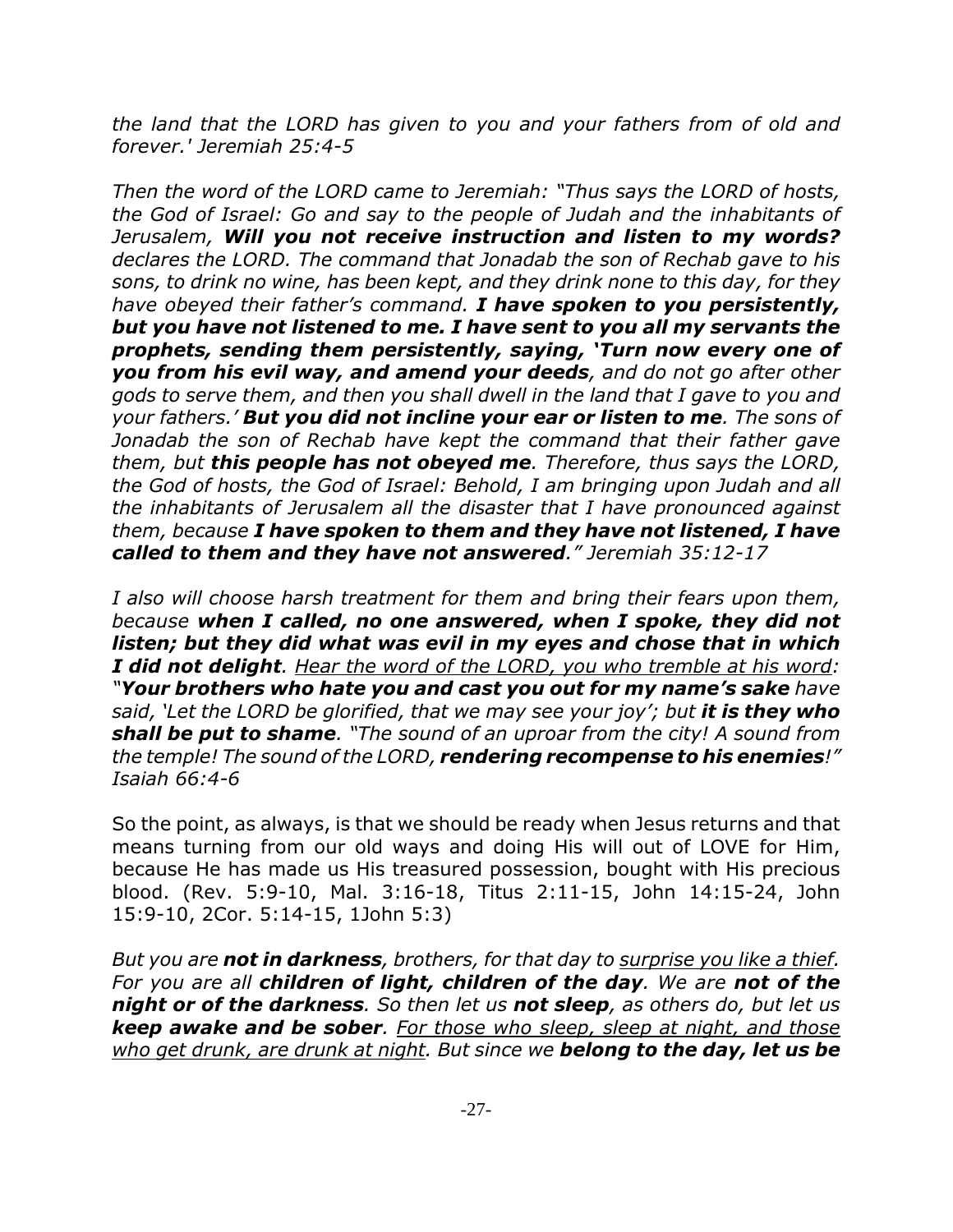*the land that the LORD has given to you and your fathers from of old and forever.' Jeremiah 25:4-5*

*Then the word of the LORD came to Jeremiah: "Thus says the LORD of hosts, the God of Israel: Go and say to the people of Judah and the inhabitants of Jerusalem,* ***Will you not receive instruction and listen to my words?*** *declares the LORD. The command that Jonadab the son of Rechab gave to his sons, to drink no wine, has been kept, and they drink none to this day, for they have obeyed their father's command.* ***I have spoken to you persistently, but you have not listened to me. I have sent to you all my servants the prophets, sending them persistently, saying, 'Turn now every one of you from his evil way, and amend your deeds****, and do not go after other gods to serve them, and then you shall dwell in the land that I gave to you and your fathers.'* ***But you did not incline your ear or listen to me****. The sons of Jonadab the son of Rechab have kept the command that their father gave them, but* ***this people has not obeyed me****. Therefore, thus says the LORD, the God of hosts, the God of Israel: Behold, I am bringing upon Judah and all the inhabitants of Jerusalem all the disaster that I have pronounced against them, because* ***I have spoken to them and they have not listened, I have called to them and they have not answered****." Jeremiah 35:12-17*

*I also will choose harsh treatment for them and bring their fears upon them, because* ***when I called, no one answered, when I spoke, they did not listen; but they did what was evil in my eyes and chose that in which I did not delight****. <u>Hear the word of the LORD, you who tremble at his word</u>: "****Your brothers who hate you and cast you out for my name's sake*** *have said, 'Let the LORD be glorified, that we may see your joy'; but* ***it is they who shall be put to shame****. "The sound of an uproar from the city! A sound from the temple! The sound of the LORD,* ***rendering recompense to his enemies****!" Isaiah 66:4-6*

So the point, as always, is that we should be ready when Jesus returns and that means turning from our old ways and doing His will out of LOVE for Him, because He has made us His treasured possession, bought with His precious blood. (Rev. 5:9-10, Mal. 3:16-18, Titus 2:11-15, John 14:15-24, John 15:9-10, 2Cor. 5:14-15, 1John 5:3)

*But you are* ***not in darkness****, brothers, for that day to <u>surprise you like a thief</u>. For you are all* ***children of light, children of the day****. We are* ***not of the night or of the darkness****. So then let us* ***not sleep****, as others do, but let us* ***keep awake and be sober****. <u>For those who sleep, sleep at night, and those who get drunk, are drunk at night</u>. But since we* ***belong to the day, let us be***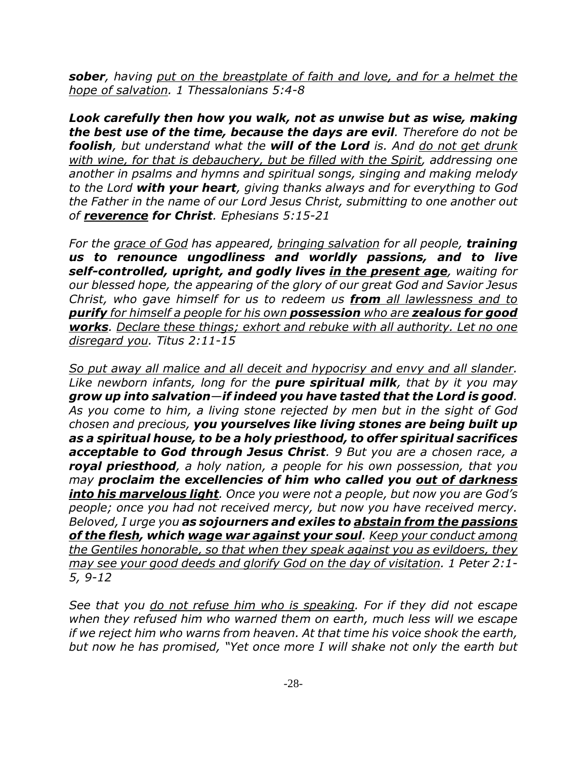***sober**, having <u>put on the breastplate of faith and love, and for a helmet the hope of salvation</u>. 1 Thessalonians 5:4-8*

***Look carefully then how you walk, not as unwise but as wise, making the best use of the time, because the days are evil**. Therefore do not be **foolish**, but understand what the **will of the Lord** is. And <u>do not get drunk with wine, for that is debauchery, but be filled with the Spirit</u>, addressing one another in psalms and hymns and spiritual songs, singing and making melody to the Lord **with your heart**, giving thanks always and for everything to God the Father in the name of our Lord Jesus Christ, submitting to one another out of <u>**reverence**</u> **for Christ**. Ephesians 5:15-21*

*For the <u>grace of God</u> has appeared, <u>bringing salvation</u> for all people, **training us to renounce ungodliness and worldly passions, and to live self-controlled, upright, and godly lives <u>in the present age</u>**, waiting for our blessed hope, the appearing of the glory of our great God and Savior Jesus Christ, who gave himself for us to redeem us <u>**from** all lawlessness and to **purify** for himself a people for his own **possession** who are **zealous for good works**</u>. <u>Declare these things; exhort and rebuke with all authority. Let no one disregard you</u>. Titus 2:11-15*

*<u>So put away all malice and all deceit and hypocrisy and envy and all slander</u>. Like newborn infants, long for the **pure spiritual milk**, that by it you may **grow up into salvation—if indeed you have tasted that the Lord is good**. As you come to him, a living stone rejected by men but in the sight of God chosen and precious, **you yourselves like living stones are being built up as a spiritual house, to be a holy priesthood, to offer spiritual sacrifices acceptable to God through Jesus Christ**. 9 But you are a chosen race, a **royal priesthood**, a holy nation, a people for his own possession, that you may **proclaim the excellencies of him who called you <u>out of darkness into his marvelous light</u>**. Once you were not a people, but now you are God's people; once you had not received mercy, but now you have received mercy. Beloved, I urge you **as sojourners and exiles to <u>abstain from the passions of the flesh</u>, which <u>wage war against your soul</u>**. <u>Keep your conduct among the Gentiles honorable, so that when they speak against you as evildoers, they may see your good deeds and glorify God on the day of visitation</u>. 1 Peter 2:1-5, 9-12*

*See that you <u>do not refuse him who is speaking</u>. For if they did not escape when they refused him who warned them on earth, much less will we escape if we reject him who warns from heaven. At that time his voice shook the earth, but now he has promised, "Yet once more I will shake not only the earth but*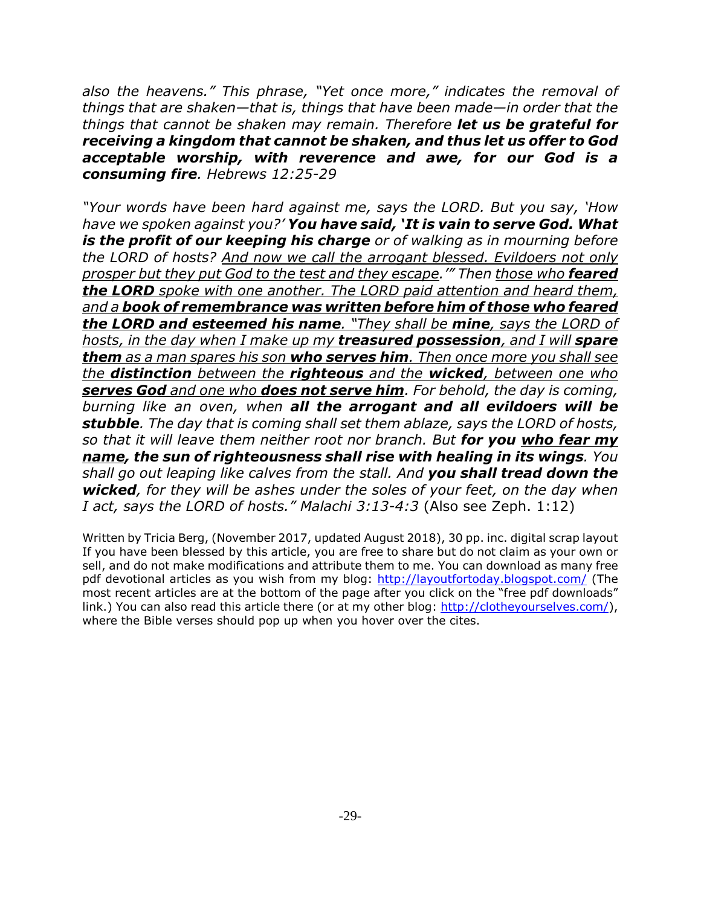*also the heavens." This phrase, "Yet once more," indicates the removal of things that are shaken—that is, things that have been made—in order that the things that cannot be shaken may remain. Therefore **let us be grateful for receiving a kingdom that cannot be shaken, and thus let us offer to God acceptable worship, with reverence and awe, for our God is a consuming fire**. Hebrews 12:25-29*

*"Your words have been hard against me, says the LORD. But you say, 'How have we spoken against you?' **You have said, 'It is vain to serve God. What is the profit of our keeping his charge** or of walking as in mourning before the LORD of hosts? <u>And now we call the arrogant blessed. Evildoers not only prosper but they put God to the test and they escape</u>.'" Then <u>those who **feared the LORD** spoke with one another. The LORD paid attention and heard them, and a **book of remembrance was written before him of those who feared the LORD and esteemed his name**. "They shall be **mine**, says the LORD of hosts, in the day when I make up my **treasured possession**, and I will **spare them** as a man spares his son **who serves him**. Then once more you shall see the **distinction** between the **righteous** and the **wicked**, between one who **serves God** and one who **does not serve him**</u>. For behold, the day is coming, burning like an oven, when **all the arrogant and all evildoers will be stubble**. The day that is coming shall set them ablaze, says the LORD of hosts, so that it will leave them neither root nor branch. But **for you <u>who fear my name</u>, the sun of righteousness shall rise with healing in its wings**. You shall go out leaping like calves from the stall. And **you shall tread down the wicked**, for they will be ashes under the soles of your feet, on the day when I act, says the LORD of hosts." Malachi 3:13-4:3* (Also see Zeph. 1:12)

Written by Tricia Berg, (November 2017, updated August 2018), 30 pp. inc. digital scrap layout If you have been blessed by this article, you are free to share but do not claim as your own or sell, and do not make modifications and attribute them to me. You can download as many free pdf devotional articles as you wish from my blog: http://layoutfortoday.blogspot.com/ (The most recent articles are at the bottom of the page after you click on the "free pdf downloads" link.) You can also read this article there (or at my other blog: http://clotheyourselves.com/), where the Bible verses should pop up when you hover over the cites.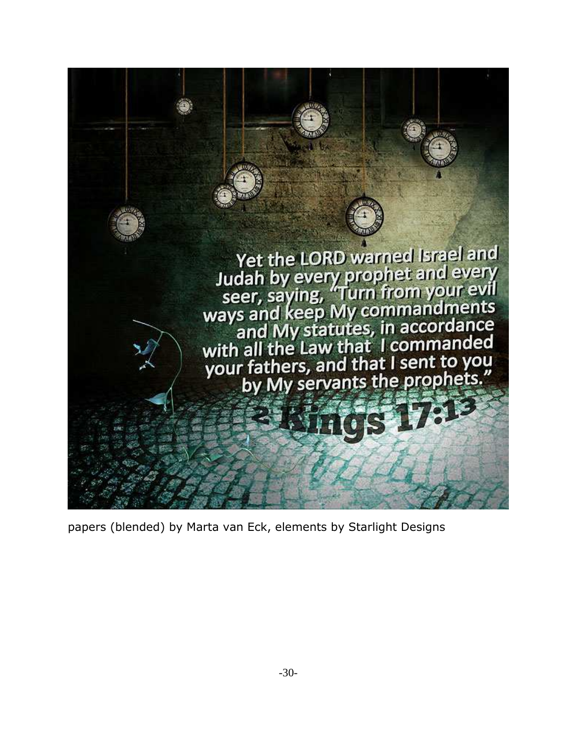Yet the LORD warned Israel and Judah by every prophet and every seer, saying, "Turn from your evil ways and keep My commandments and My statutes, in accordance with all the Law that I commanded your fathers, and that I sent to you by My servants the prophets."

2 Kings 17:13

papers (blended) by Marta van Eck, elements by Starlight Designs